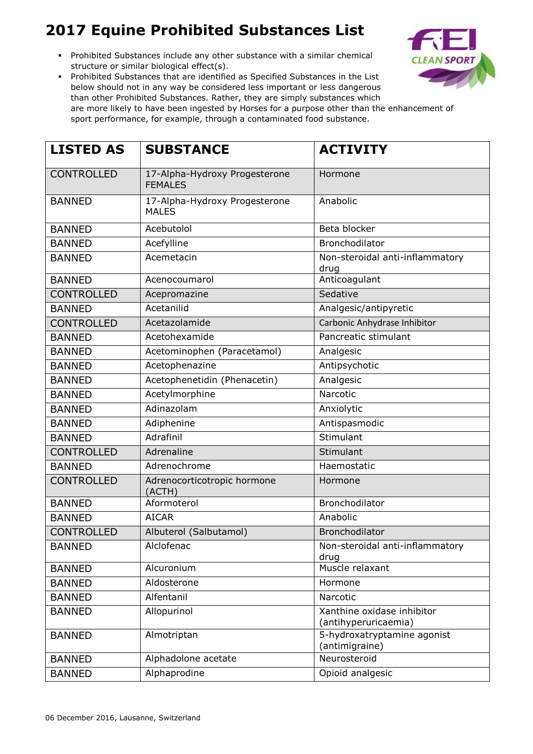# 2017 Equine Prohibited Substances List

- Prohibited Substances include any other substance with a similar chemical structure or similar biological effect(s).
- Prohibited Substances that are identified as Specified Substances in the List below should not in any way be considered less important or less dangerous than other Prohibited Substances. Rather, they are simply substances which are more likely to have been ingested by Horses for a purpose other than the enhancement of sport performance, for example, through a contaminated food substance.

| LISTED AS | SUBSTANCE | ACTIVITY |
|---|---|---|
| CONTROLLED | 17-Alpha-Hydroxy Progesterone FEMALES | Hormone |
| BANNED | 17-Alpha-Hydroxy Progesterone MALES | Anabolic |
| BANNED | Acebutolol | Beta blocker |
| BANNED | Acefylline | Bronchodilator |
| BANNED | Acemetacin | Non-steroidal anti-inflammatory drug |
| BANNED | Acenocoumarol | Anticoagulant |
| CONTROLLED | Acepromazine | Sedative |
| BANNED | Acetanilid | Analgesic/antipyretic |
| CONTROLLED | Acetazolamide | Carbonic Anhydrase Inhibitor |
| BANNED | Acetohexamide | Pancreatic stimulant |
| BANNED | Acetominophen (Paracetamol) | Analgesic |
| BANNED | Acetophenazine | Antipsychotic |
| BANNED | Acetophenetidin (Phenacetin) | Analgesic |
| BANNED | Acetylmorphine | Narcotic |
| BANNED | Adinazolam | Anxiolytic |
| BANNED | Adiphenine | Antispasmodic |
| BANNED | Adrafinil | Stimulant |
| CONTROLLED | Adrenaline | Stimulant |
| BANNED | Adrenochrome | Haemostatic |
| CONTROLLED | Adrenocorticotropic hormone (ACTH) | Hormone |
| BANNED | Aformoterol | Bronchodilator |
| BANNED | AICAR | Anabolic |
| CONTROLLED | Albuterol (Salbutamol) | Bronchodilator |
| BANNED | Alclofenac | Non-steroidal anti-inflammatory drug |
| BANNED | Alcuronium | Muscle relaxant |
| BANNED | Aldosterone | Hormone |
| BANNED | Alfentanil | Narcotic |
| BANNED | Allopurinol | Xanthine oxidase inhibitor (antihyperuricaemia) |
| BANNED | Almotriptan | 5-hydroxatryptamine agonist (antimigraine) |
| BANNED | Alphadolone acetate | Neurosteroid |
| BANNED | Alphaprodine | Opioid analgesic |

06 December 2016, Lausanne, Switzerland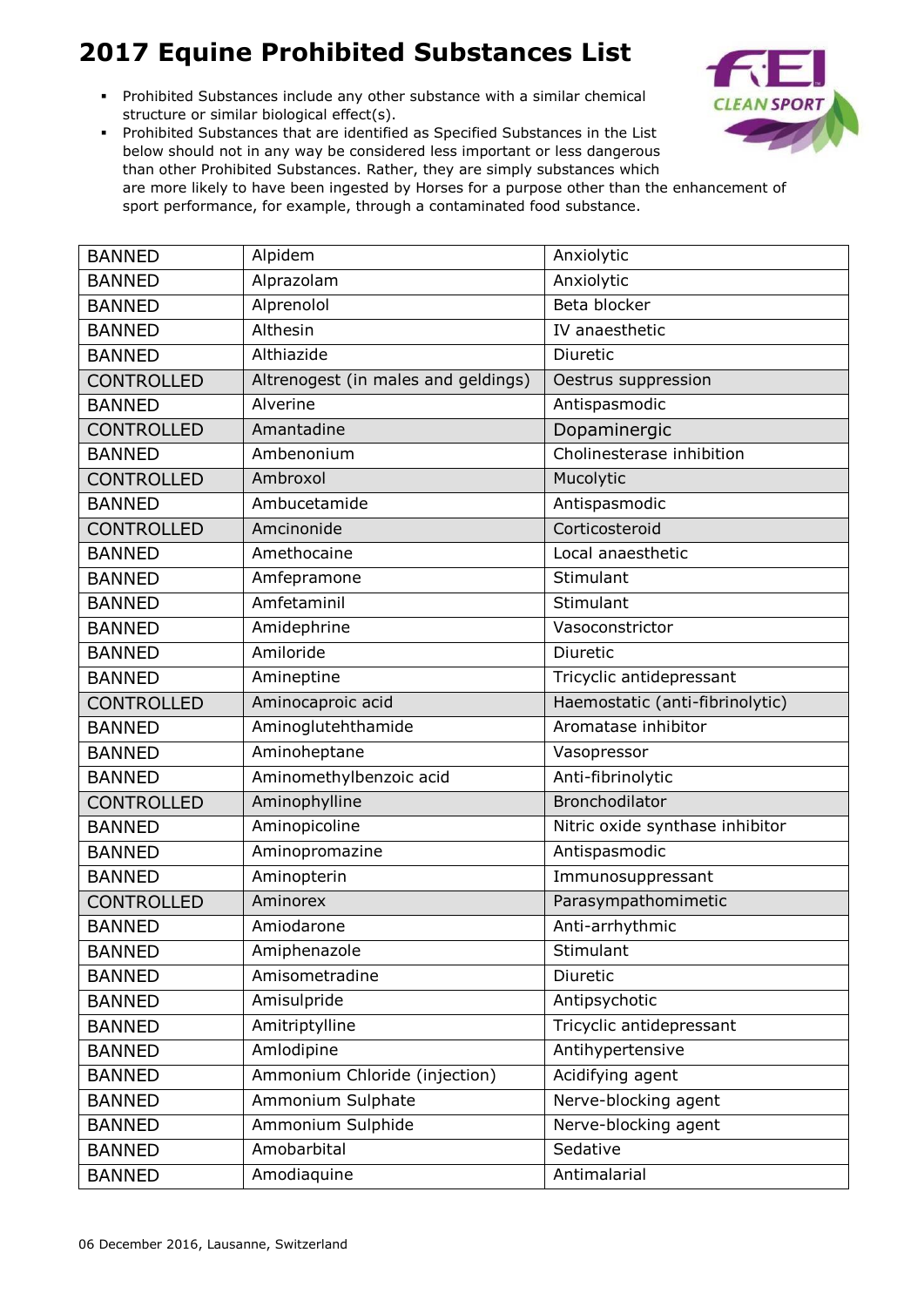# 2017 Equine Prohibited Substances List

- Prohibited Substances include any other substance with a similar chemical structure or similar biological effect(s).
- Prohibited Substances that are identified as Specified Substances in the List below should not in any way be considered less important or less dangerous than other Prohibited Substances. Rather, they are simply substances which are more likely to have been ingested by Horses for a purpose other than the enhancement of sport performance, for example, through a contaminated food substance.

| | | |
|---|---|---|
| BANNED | Alpidem | Anxiolytic |
| BANNED | Alprazolam | Anxiolytic |
| BANNED | Alprenolol | Beta blocker |
| BANNED | Althesin | IV anaesthetic |
| BANNED | Althiazide | Diuretic |
| CONTROLLED | Altrenogest (in males and geldings) | Oestrus suppression |
| BANNED | Alverine | Antispasmodic |
| CONTROLLED | Amantadine | Dopaminergic |
| BANNED | Ambenonium | Cholinesterase inhibition |
| CONTROLLED | Ambroxol | Mucolytic |
| BANNED | Ambucetamide | Antispasmodic |
| CONTROLLED | Amcinonide | Corticosteroid |
| BANNED | Amethocaine | Local anaesthetic |
| BANNED | Amfepramone | Stimulant |
| BANNED | Amfetaminil | Stimulant |
| BANNED | Amidephrine | Vasoconstrictor |
| BANNED | Amiloride | Diuretic |
| BANNED | Amineptine | Tricyclic antidepressant |
| CONTROLLED | Aminocaproic acid | Haemostatic (anti-fibrinolytic) |
| BANNED | Aminoglutehthamide | Aromatase inhibitor |
| BANNED | Aminoheptane | Vasopressor |
| BANNED | Aminomethylbenzoic acid | Anti-fibrinolytic |
| CONTROLLED | Aminophylline | Bronchodilator |
| BANNED | Aminopicoline | Nitric oxide synthase inhibitor |
| BANNED | Aminopromazine | Antispasmodic |
| BANNED | Aminopterin | Immunosuppressant |
| CONTROLLED | Aminorex | Parasympathomimetic |
| BANNED | Amiodarone | Anti-arrhythmic |
| BANNED | Amiphenazole | Stimulant |
| BANNED | Amisometradine | Diuretic |
| BANNED | Amisulpride | Antipsychotic |
| BANNED | Amitriptylline | Tricyclic antidepressant |
| BANNED | Amlodipine | Antihypertensive |
| BANNED | Ammonium Chloride (injection) | Acidifying agent |
| BANNED | Ammonium Sulphate | Nerve-blocking agent |
| BANNED | Ammonium Sulphide | Nerve-blocking agent |
| BANNED | Amobarbital | Sedative |
| BANNED | Amodiaquine | Antimalarial |

06 December 2016, Lausanne, Switzerland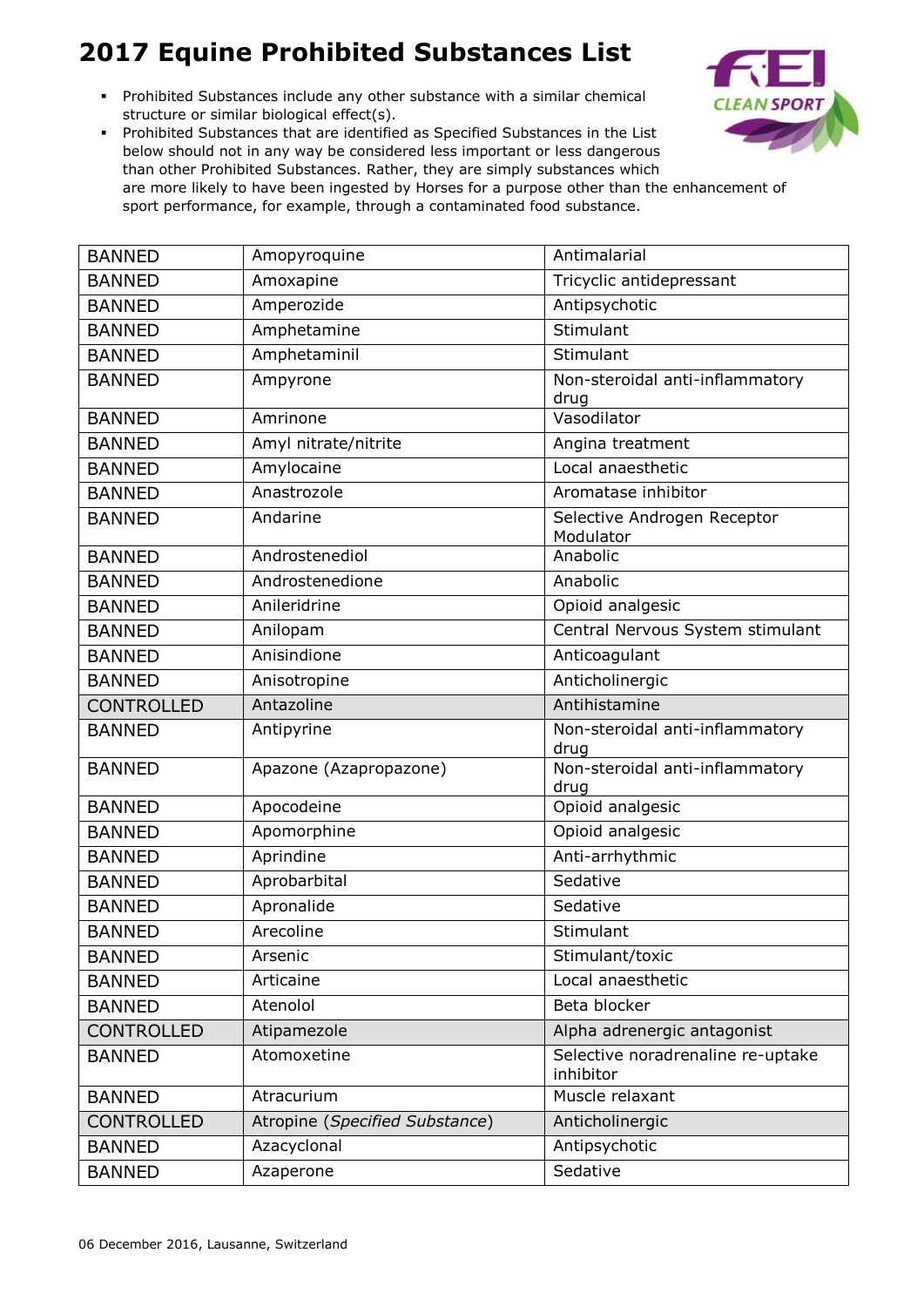# 2017 Equine Prohibited Substances List

- Prohibited Substances include any other substance with a similar chemical structure or similar biological effect(s).
- Prohibited Substances that are identified as Specified Substances in the List below should not in any way be considered less important or less dangerous than other Prohibited Substances. Rather, they are simply substances which are more likely to have been ingested by Horses for a purpose other than the enhancement of sport performance, for example, through a contaminated food substance.

| | | |
|---|---|---|
| BANNED | Amopyroquine | Antimalarial |
| BANNED | Amoxapine | Tricyclic antidepressant |
| BANNED | Amperozide | Antipsychotic |
| BANNED | Amphetamine | Stimulant |
| BANNED | Amphetaminil | Stimulant |
| BANNED | Ampyrone | Non-steroidal anti-inflammatory drug |
| BANNED | Amrinone | Vasodilator |
| BANNED | Amyl nitrate/nitrite | Angina treatment |
| BANNED | Amylocaine | Local anaesthetic |
| BANNED | Anastrozole | Aromatase inhibitor |
| BANNED | Andarine | Selective Androgen Receptor Modulator |
| BANNED | Androstenediol | Anabolic |
| BANNED | Androstenedione | Anabolic |
| BANNED | Anileridrine | Opioid analgesic |
| BANNED | Anilopam | Central Nervous System stimulant |
| BANNED | Anisindione | Anticoagulant |
| BANNED | Anisotropine | Anticholinergic |
| CONTROLLED | Antazoline | Antihistamine |
| BANNED | Antipyrine | Non-steroidal anti-inflammatory drug |
| BANNED | Apazone (Azapropazone) | Non-steroidal anti-inflammatory drug |
| BANNED | Apocodeine | Opioid analgesic |
| BANNED | Apomorphine | Opioid analgesic |
| BANNED | Aprindine | Anti-arrhythmic |
| BANNED | Aprobarbital | Sedative |
| BANNED | Apronalide | Sedative |
| BANNED | Arecoline | Stimulant |
| BANNED | Arsenic | Stimulant/toxic |
| BANNED | Articaine | Local anaesthetic |
| BANNED | Atenolol | Beta blocker |
| CONTROLLED | Atipamezole | Alpha adrenergic antagonist |
| BANNED | Atomoxetine | Selective noradrenaline re-uptake inhibitor |
| BANNED | Atracurium | Muscle relaxant |
| CONTROLLED | Atropine (*Specified Substance*) | Anticholinergic |
| BANNED | Azacyclonal | Antipsychotic |
| BANNED | Azaperone | Sedative |

06 December 2016, Lausanne, Switzerland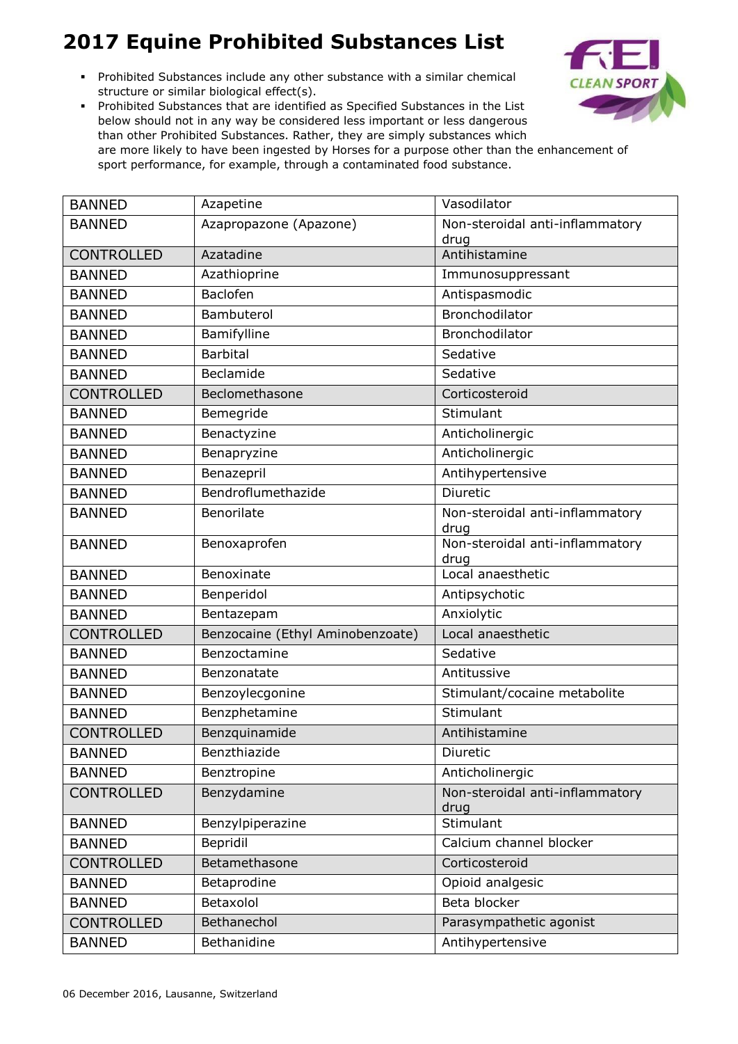# 2017 Equine Prohibited Substances List

- Prohibited Substances include any other substance with a similar chemical structure or similar biological effect(s).
- Prohibited Substances that are identified as Specified Substances in the List below should not in any way be considered less important or less dangerous than other Prohibited Substances. Rather, they are simply substances which are more likely to have been ingested by Horses for a purpose other than the enhancement of sport performance, for example, through a contaminated food substance.

| | | |
|---|---|---|
| BANNED | Azapetine | Vasodilator |
| BANNED | Azapropazone (Apazone) | Non-steroidal anti-inflammatory drug |
| CONTROLLED | Azatadine | Antihistamine |
| BANNED | Azathioprine | Immunosuppressant |
| BANNED | Baclofen | Antispasmodic |
| BANNED | Bambuterol | Bronchodilator |
| BANNED | Bamifylline | Bronchodilator |
| BANNED | Barbital | Sedative |
| BANNED | Beclamide | Sedative |
| CONTROLLED | Beclomethasone | Corticosteroid |
| BANNED | Bemegride | Stimulant |
| BANNED | Benactyzine | Anticholinergic |
| BANNED | Benapryzine | Anticholinergic |
| BANNED | Benazepril | Antihypertensive |
| BANNED | Bendroflumethazide | Diuretic |
| BANNED | Benorilate | Non-steroidal anti-inflammatory drug |
| BANNED | Benoxaprofen | Non-steroidal anti-inflammatory drug |
| BANNED | Benoxinate | Local anaesthetic |
| BANNED | Benperidol | Antipsychotic |
| BANNED | Bentazepam | Anxiolytic |
| CONTROLLED | Benzocaine (Ethyl Aminobenzoate) | Local anaesthetic |
| BANNED | Benzoctamine | Sedative |
| BANNED | Benzonatate | Antitussive |
| BANNED | Benzoylecgonine | Stimulant/cocaine metabolite |
| BANNED | Benzphetamine | Stimulant |
| CONTROLLED | Benzquinamide | Antihistamine |
| BANNED | Benzthiazide | Diuretic |
| BANNED | Benztropine | Anticholinergic |
| CONTROLLED | Benzydamine | Non-steroidal anti-inflammatory drug |
| BANNED | Benzylpiperazine | Stimulant |
| BANNED | Bepridil | Calcium channel blocker |
| CONTROLLED | Betamethasone | Corticosteroid |
| BANNED | Betaprodine | Opioid analgesic |
| BANNED | Betaxolol | Beta blocker |
| CONTROLLED | Bethanechol | Parasympathetic agonist |
| BANNED | Bethanidine | Antihypertensive |

06 December 2016, Lausanne, Switzerland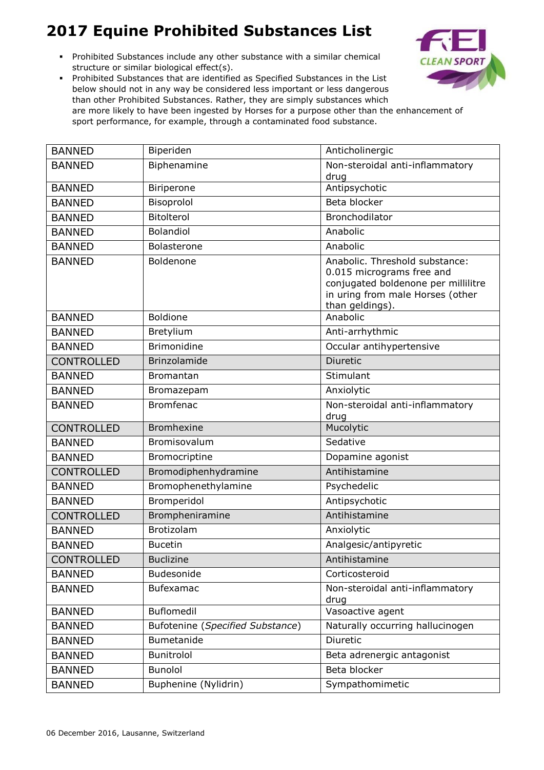# 2017 Equine Prohibited Substances List

- Prohibited Substances include any other substance with a similar chemical structure or similar biological effect(s).
- Prohibited Substances that are identified as Specified Substances in the List below should not in any way be considered less important or less dangerous than other Prohibited Substances. Rather, they are simply substances which are more likely to have been ingested by Horses for a purpose other than the enhancement of sport performance, for example, through a contaminated food substance.

| | | |
|---|---|---|
| BANNED | Biperiden | Anticholinergic |
| BANNED | Biphenamine | Non-steroidal anti-inflammatory drug |
| BANNED | Biriperone | Antipsychotic |
| BANNED | Bisoprolol | Beta blocker |
| BANNED | Bitolterol | Bronchodilator |
| BANNED | Bolandiol | Anabolic |
| BANNED | Bolasterone | Anabolic |
| BANNED | Boldenone | Anabolic. Threshold substance: 0.015 micrograms free and conjugated boldenone per millilitre in uring from male Horses (other than geldings). |
| BANNED | Boldione | Anabolic |
| BANNED | Bretylium | Anti-arrhythmic |
| BANNED | Brimonidine | Occular antihypertensive |
| CONTROLLED | Brinzolamide | Diuretic |
| BANNED | Bromantan | Stimulant |
| BANNED | Bromazepam | Anxiolytic |
| BANNED | Bromfenac | Non-steroidal anti-inflammatory drug |
| CONTROLLED | Bromhexine | Mucolytic |
| BANNED | Bromisovalum | Sedative |
| BANNED | Bromocriptine | Dopamine agonist |
| CONTROLLED | Bromodiphenhydramine | Antihistamine |
| BANNED | Bromophenethylamine | Psychedelic |
| BANNED | Bromperidol | Antipsychotic |
| CONTROLLED | Brompheniramine | Antihistamine |
| BANNED | Brotizolam | Anxiolytic |
| BANNED | Bucetin | Analgesic/antipyretic |
| CONTROLLED | Buclizine | Antihistamine |
| BANNED | Budesonide | Corticosteroid |
| BANNED | Bufexamac | Non-steroidal anti-inflammatory drug |
| BANNED | Buflomedil | Vasoactive agent |
| BANNED | Bufotenine (*Specified Substance*) | Naturally occurring hallucinogen |
| BANNED | Bumetanide | Diuretic |
| BANNED | Bunitrolol | Beta adrenergic antagonist |
| BANNED | Bunolol | Beta blocker |
| BANNED | Buphenine (Nylidrin) | Sympathomimetic |

06 December 2016, Lausanne, Switzerland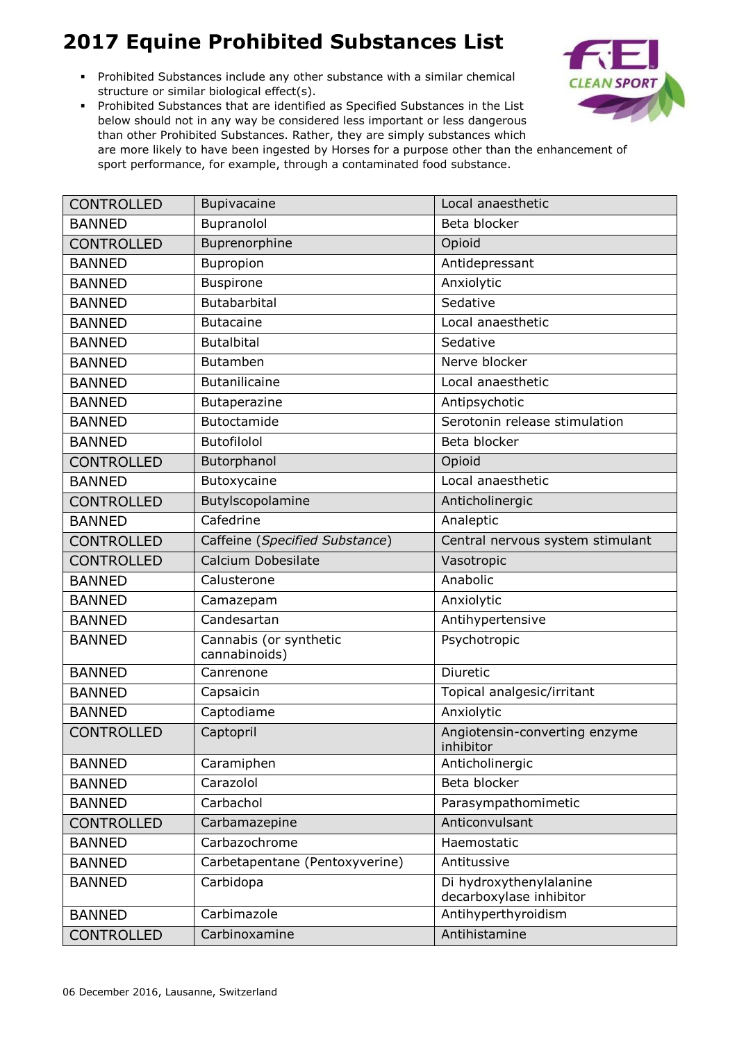# 2017 Equine Prohibited Substances List

- Prohibited Substances include any other substance with a similar chemical structure or similar biological effect(s).
- Prohibited Substances that are identified as Specified Substances in the List below should not in any way be considered less important or less dangerous than other Prohibited Substances. Rather, they are simply substances which are more likely to have been ingested by Horses for a purpose other than the enhancement of sport performance, for example, through a contaminated food substance.

| | | |
|---|---|---|
| CONTROLLED | Bupivacaine | Local anaesthetic |
| BANNED | Bupranolol | Beta blocker |
| CONTROLLED | Buprenorphine | Opioid |
| BANNED | Bupropion | Antidepressant |
| BANNED | Buspirone | Anxiolytic |
| BANNED | Butabarbital | Sedative |
| BANNED | Butacaine | Local anaesthetic |
| BANNED | Butalbital | Sedative |
| BANNED | Butamben | Nerve blocker |
| BANNED | Butanilicaine | Local anaesthetic |
| BANNED | Butaperazine | Antipsychotic |
| BANNED | Butoctamide | Serotonin release stimulation |
| BANNED | Butofilolol | Beta blocker |
| CONTROLLED | Butorphanol | Opioid |
| BANNED | Butoxycaine | Local anaesthetic |
| CONTROLLED | Butylscopolamine | Anticholinergic |
| BANNED | Cafedrine | Analeptic |
| CONTROLLED | Caffeine (*Specified Substance*) | Central nervous system stimulant |
| CONTROLLED | Calcium Dobesilate | Vasotropic |
| BANNED | Calusterone | Anabolic |
| BANNED | Camazepam | Anxiolytic |
| BANNED | Candesartan | Antihypertensive |
| BANNED | Cannabis (or synthetic cannabinoids) | Psychotropic |
| BANNED | Canrenone | Diuretic |
| BANNED | Capsaicin | Topical analgesic/irritant |
| BANNED | Captodiame | Anxiolytic |
| CONTROLLED | Captopril | Angiotensin-converting enzyme inhibitor |
| BANNED | Caramiphen | Anticholinergic |
| BANNED | Carazolol | Beta blocker |
| BANNED | Carbachol | Parasympathomimetic |
| CONTROLLED | Carbamazepine | Anticonvulsant |
| BANNED | Carbazochrome | Haemostatic |
| BANNED | Carbetapentane (Pentoxyverine) | Antitussive |
| BANNED | Carbidopa | Di hydroxythenylalanine decarboxylase inhibitor |
| BANNED | Carbimazole | Antihyperthyroidism |
| CONTROLLED | Carbinoxamine | Antihistamine |

06 December 2016, Lausanne, Switzerland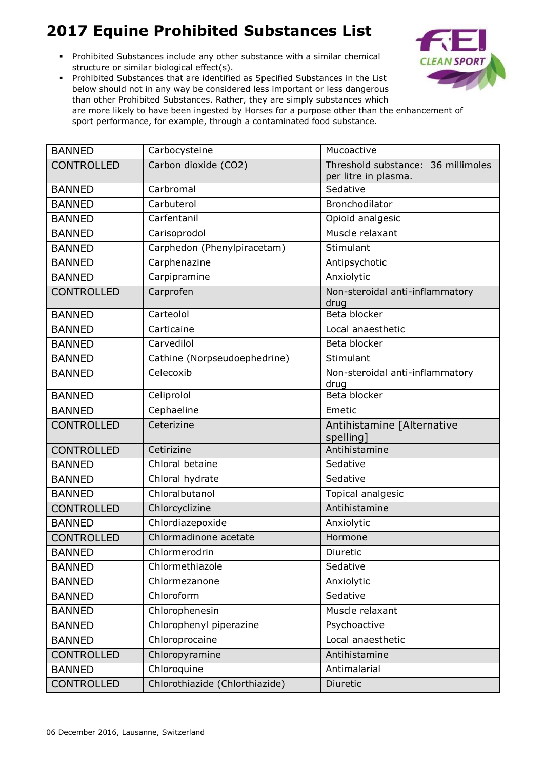# 2017 Equine Prohibited Substances List

- Prohibited Substances include any other substance with a similar chemical structure or similar biological effect(s).
- Prohibited Substances that are identified as Specified Substances in the List below should not in any way be considered less important or less dangerous than other Prohibited Substances. Rather, they are simply substances which are more likely to have been ingested by Horses for a purpose other than the enhancement of sport performance, for example, through a contaminated food substance.

| | | |
|---|---|---|
| BANNED | Carbocysteine | Mucoactive |
| CONTROLLED | Carbon dioxide ($CO_2$) | Threshold substance: 36 millimoles per litre in plasma. |
| BANNED | Carbromal | Sedative |
| BANNED | Carbuterol | Bronchodilator |
| BANNED | Carfentanil | Opioid analgesic |
| BANNED | Carisoprodol | Muscle relaxant |
| BANNED | Carphedon (Phenylpiracetam) | Stimulant |
| BANNED | Carphenazine | Antipsychotic |
| BANNED | Carpipramine | Anxiolytic |
| CONTROLLED | Carprofen | Non-steroidal anti-inflammatory drug |
| BANNED | Carteolol | Beta blocker |
| BANNED | Carticaine | Local anaesthetic |
| BANNED | Carvedilol | Beta blocker |
| BANNED | Cathine (Norpseudoephedrine) | Stimulant |
| BANNED | Celecoxib | Non-steroidal anti-inflammatory drug |
| BANNED | Celiprolol | Beta blocker |
| BANNED | Cephaeline | Emetic |
| CONTROLLED | Ceterizine | Antihistamine [Alternative spelling] |
| CONTROLLED | Cetirizine | Antihistamine |
| BANNED | Chloral betaine | Sedative |
| BANNED | Chloral hydrate | Sedative |
| BANNED | Chloralbutanol | Topical analgesic |
| CONTROLLED | Chlorcyclizine | Antihistamine |
| BANNED | Chlordiazepoxide | Anxiolytic |
| CONTROLLED | Chlormadinone acetate | Hormone |
| BANNED | Chlormerodrin | Diuretic |
| BANNED | Chlormethiazole | Sedative |
| BANNED | Chlormezanone | Anxiolytic |
| BANNED | Chloroform | Sedative |
| BANNED | Chlorophenesin | Muscle relaxant |
| BANNED | Chlorophenyl piperazine | Psychoactive |
| BANNED | Chloroprocaine | Local anaesthetic |
| CONTROLLED | Chloropyramine | Antihistamine |
| BANNED | Chloroquine | Antimalarial |
| CONTROLLED | Chlorothiazide (Chlorthiazide) | Diuretic |

06 December 2016, Lausanne, Switzerland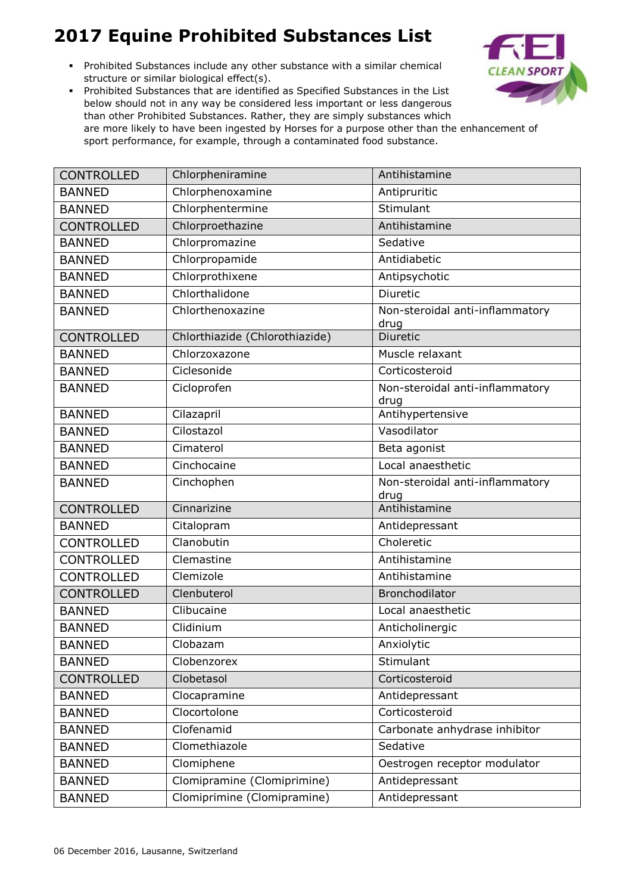# 2017 Equine Prohibited Substances List

- Prohibited Substances include any other substance with a similar chemical structure or similar biological effect(s).
- Prohibited Substances that are identified as Specified Substances in the List below should not in any way be considered less important or less dangerous than other Prohibited Substances. Rather, they are simply substances which are more likely to have been ingested by Horses for a purpose other than the enhancement of sport performance, for example, through a contaminated food substance.

| | | |
|---|---|---|
| CONTROLLED | Chlorpheniramine | Antihistamine |
| BANNED | Chlorphenoxamine | Antipruritic |
| BANNED | Chlorphentermine | Stimulant |
| CONTROLLED | Chlorproethazine | Antihistamine |
| BANNED | Chlorpromazine | Sedative |
| BANNED | Chlorpropamide | Antidiabetic |
| BANNED | Chlorprothixene | Antipsychotic |
| BANNED | Chlorthalidone | Diuretic |
| BANNED | Chlorthenoxazine | Non-steroidal anti-inflammatory drug |
| CONTROLLED | Chlorthiazide (Chlorothiazide) | Diuretic |
| BANNED | Chlorzoxazone | Muscle relaxant |
| BANNED | Ciclesonide | Corticosteroid |
| BANNED | Cicloprofen | Non-steroidal anti-inflammatory drug |
| BANNED | Cilazapril | Antihypertensive |
| BANNED | Cilostazol | Vasodilator |
| BANNED | Cimaterol | Beta agonist |
| BANNED | Cinchocaine | Local anaesthetic |
| BANNED | Cinchophen | Non-steroidal anti-inflammatory drug |
| CONTROLLED | Cinnarizine | Antihistamine |
| BANNED | Citalopram | Antidepressant |
| CONTROLLED | Clanobutin | Choleretic |
| CONTROLLED | Clemastine | Antihistamine |
| CONTROLLED | Clemizole | Antihistamine |
| CONTROLLED | Clenbuterol | Bronchodilator |
| BANNED | Clibucaine | Local anaesthetic |
| BANNED | Clidinium | Anticholinergic |
| BANNED | Clobazam | Anxiolytic |
| BANNED | Clobenzorex | Stimulant |
| CONTROLLED | Clobetasol | Corticosteroid |
| BANNED | Clocapramine | Antidepressant |
| BANNED | Clocortolone | Corticosteroid |
| BANNED | Clofenamid | Carbonate anhydrase inhibitor |
| BANNED | Clomethiazole | Sedative |
| BANNED | Clomiphene | Oestrogen receptor modulator |
| BANNED | Clomipramine (Clomiprimine) | Antidepressant |
| BANNED | Clomiprimine (Clomipramine) | Antidepressant |

06 December 2016, Lausanne, Switzerland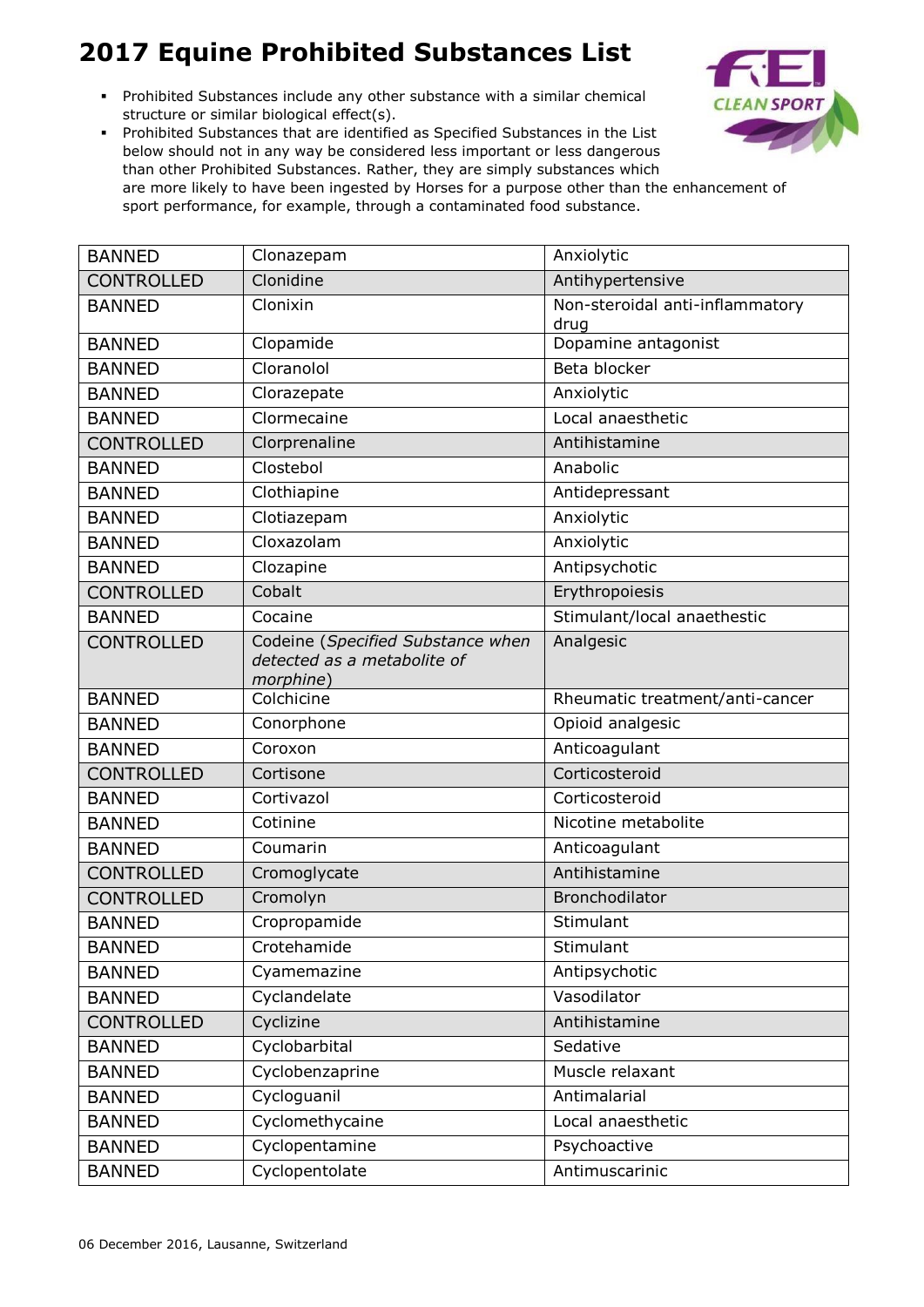# 2017 Equine Prohibited Substances List

- Prohibited Substances include any other substance with a similar chemical structure or similar biological effect(s).
- Prohibited Substances that are identified as Specified Substances in the List below should not in any way be considered less important or less dangerous than other Prohibited Substances. Rather, they are simply substances which are more likely to have been ingested by Horses for a purpose other than the enhancement of sport performance, for example, through a contaminated food substance.

| | | |
|---|---|---|
| BANNED | Clonazepam | Anxiolytic |
| CONTROLLED | Clonidine | Antihypertensive |
| BANNED | Clonixin | Non-steroidal anti-inflammatory drug |
| BANNED | Clopamide | Dopamine antagonist |
| BANNED | Cloranolol | Beta blocker |
| BANNED | Clorazepate | Anxiolytic |
| BANNED | Clormecaine | Local anaesthetic |
| CONTROLLED | Clorprenaline | Antihistamine |
| BANNED | Clostebol | Anabolic |
| BANNED | Clothiapine | Antidepressant |
| BANNED | Clotiazepam | Anxiolytic |
| BANNED | Cloxazolam | Anxiolytic |
| BANNED | Clozapine | Antipsychotic |
| CONTROLLED | Cobalt | Erythropoiesis |
| BANNED | Cocaine | Stimulant/local anaethestic |
| CONTROLLED | Codeine (*Specified Substance when detected as a metabolite of morphine*) | Analgesic |
| BANNED | Colchicine | Rheumatic treatment/anti-cancer |
| BANNED | Conorphone | Opioid analgesic |
| BANNED | Coroxon | Anticoagulant |
| CONTROLLED | Cortisone | Corticosteroid |
| BANNED | Cortivazol | Corticosteroid |
| BANNED | Cotinine | Nicotine metabolite |
| BANNED | Coumarin | Anticoagulant |
| CONTROLLED | Cromoglycate | Antihistamine |
| CONTROLLED | Cromolyn | Bronchodilator |
| BANNED | Cropropamide | Stimulant |
| BANNED | Crotehamide | Stimulant |
| BANNED | Cyamemazine | Antipsychotic |
| BANNED | Cyclandelate | Vasodilator |
| CONTROLLED | Cyclizine | Antihistamine |
| BANNED | Cyclobarbital | Sedative |
| BANNED | Cyclobenzaprine | Muscle relaxant |
| BANNED | Cycloguanil | Antimalarial |
| BANNED | Cyclomethycaine | Local anaesthetic |
| BANNED | Cyclopentamine | Psychoactive |
| BANNED | Cyclopentolate | Antimuscarinic |

06 December 2016, Lausanne, Switzerland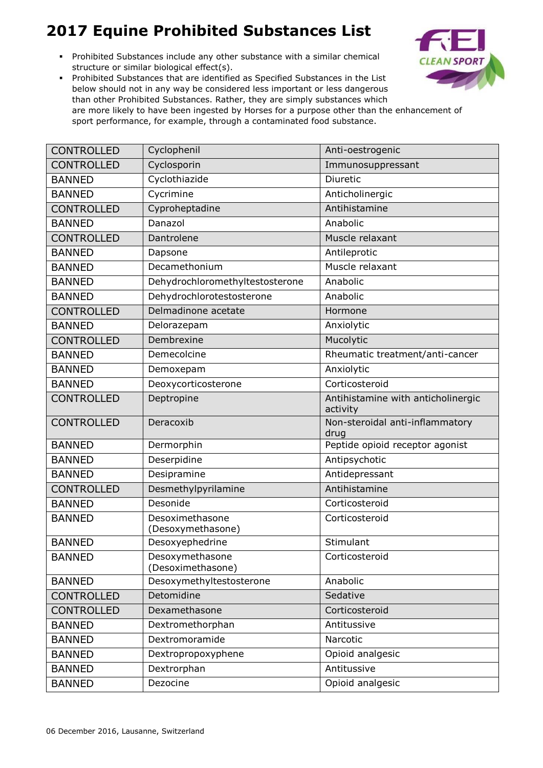# 2017 Equine Prohibited Substances List

- Prohibited Substances include any other substance with a similar chemical structure or similar biological effect(s).
- Prohibited Substances that are identified as Specified Substances in the List below should not in any way be considered less important or less dangerous than other Prohibited Substances. Rather, they are simply substances which are more likely to have been ingested by Horses for a purpose other than the enhancement of sport performance, for example, through a contaminated food substance.

| | | |
|---|---|---|
| CONTROLLED | Cyclophenil | Anti-oestrogenic |
| CONTROLLED | Cyclosporin | Immunosuppressant |
| BANNED | Cyclothiazide | Diuretic |
| BANNED | Cycrimine | Anticholinergic |
| CONTROLLED | Cyproheptadine | Antihistamine |
| BANNED | Danazol | Anabolic |
| CONTROLLED | Dantrolene | Muscle relaxant |
| BANNED | Dapsone | Antileprotic |
| BANNED | Decamethonium | Muscle relaxant |
| BANNED | Dehydrochloromethyltestosterone | Anabolic |
| BANNED | Dehydrochlorotestosterone | Anabolic |
| CONTROLLED | Delmadinone acetate | Hormone |
| BANNED | Delorazepam | Anxiolytic |
| CONTROLLED | Dembrexine | Mucolytic |
| BANNED | Demecolcine | Rheumatic treatment/anti-cancer |
| BANNED | Demoxepam | Anxiolytic |
| BANNED | Deoxycorticosterone | Corticosteroid |
| CONTROLLED | Deptropine | Antihistamine with anticholinergic activity |
| CONTROLLED | Deracoxib | Non-steroidal anti-inflammatory drug |
| BANNED | Dermorphin | Peptide opioid receptor agonist |
| BANNED | Deserpidine | Antipsychotic |
| BANNED | Desipramine | Antidepressant |
| CONTROLLED | Desmethylpyrilamine | Antihistamine |
| BANNED | Desonide | Corticosteroid |
| BANNED | Desoximethasone (Desoxymethasone) | Corticosteroid |
| BANNED | Desoxyephedrine | Stimulant |
| BANNED | Desoxymethasone (Desoximethasone) | Corticosteroid |
| BANNED | Desoxymethyltestosterone | Anabolic |
| CONTROLLED | Detomidine | Sedative |
| CONTROLLED | Dexamethasone | Corticosteroid |
| BANNED | Dextromethorphan | Antitussive |
| BANNED | Dextromoramide | Narcotic |
| BANNED | Dextropropoxyphene | Opioid analgesic |
| BANNED | Dextrorphan | Antitussive |
| BANNED | Dezocine | Opioid analgesic |

06 December 2016, Lausanne, Switzerland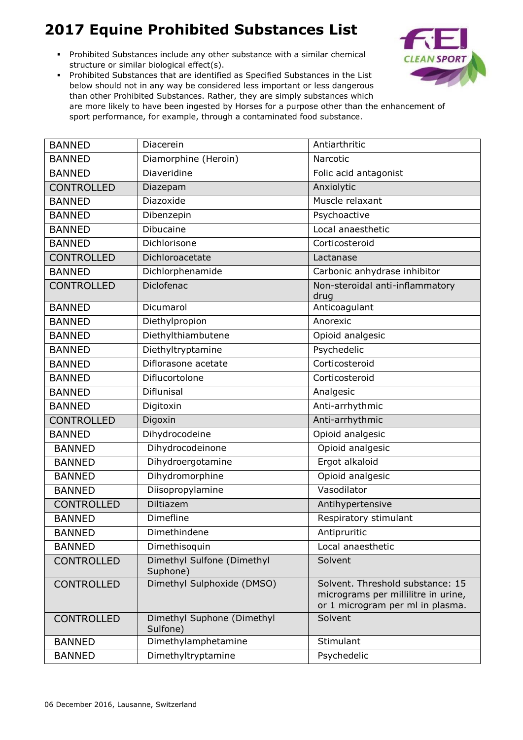# 2017 Equine Prohibited Substances List

- Prohibited Substances include any other substance with a similar chemical structure or similar biological effect(s).
- Prohibited Substances that are identified as Specified Substances in the List below should not in any way be considered less important or less dangerous than other Prohibited Substances. Rather, they are simply substances which are more likely to have been ingested by Horses for a purpose other than the enhancement of sport performance, for example, through a contaminated food substance.

| | | |
|---|---|---|
| BANNED | Diacerein | Antiarthritic |
| BANNED | Diamorphine (Heroin) | Narcotic |
| BANNED | Diaveridine | Folic acid antagonist |
| CONTROLLED | Diazepam | Anxiolytic |
| BANNED | Diazoxide | Muscle relaxant |
| BANNED | Dibenzepin | Psychoactive |
| BANNED | Dibucaine | Local anaesthetic |
| BANNED | Dichlorisone | Corticosteroid |
| CONTROLLED | Dichloroacetate | Lactanase |
| BANNED | Dichlorphenamide | Carbonic anhydrase inhibitor |
| CONTROLLED | Diclofenac | Non-steroidal anti-inflammatory drug |
| BANNED | Dicumarol | Anticoagulant |
| BANNED | Diethylpropion | Anorexic |
| BANNED | Diethylthiambutene | Opioid analgesic |
| BANNED | Diethyltryptamine | Psychedelic |
| BANNED | Diflorasone acetate | Corticosteroid |
| BANNED | Diflucortolone | Corticosteroid |
| BANNED | Diflunisal | Analgesic |
| BANNED | Digitoxin | Anti-arrhythmic |
| CONTROLLED | Digoxin | Anti-arrhythmic |
| BANNED | Dihydrocodeine | Opioid analgesic |
| BANNED | Dihydrocodeinone | Opioid analgesic |
| BANNED | Dihydroergotamine | Ergot alkaloid |
| BANNED | Dihydromorphine | Opioid analgesic |
| BANNED | Diisopropylamine | Vasodilator |
| CONTROLLED | Diltiazem | Antihypertensive |
| BANNED | Dimefline | Respiratory stimulant |
| BANNED | Dimethindene | Antipruritic |
| BANNED | Dimethisoquin | Local anaesthetic |
| CONTROLLED | Dimethyl Sulfone (Dimethyl Suphone) | Solvent |
| CONTROLLED | Dimethyl Sulphoxide (DMSO) | Solvent. Threshold substance: 15 micrograms per millilitre in urine, or 1 microgram per ml in plasma. |
| CONTROLLED | Dimethyl Suphone (Dimethyl Sulfone) | Solvent |
| BANNED | Dimethylamphetamine | Stimulant |
| BANNED | Dimethyltryptamine | Psychedelic |

06 December 2016, Lausanne, Switzerland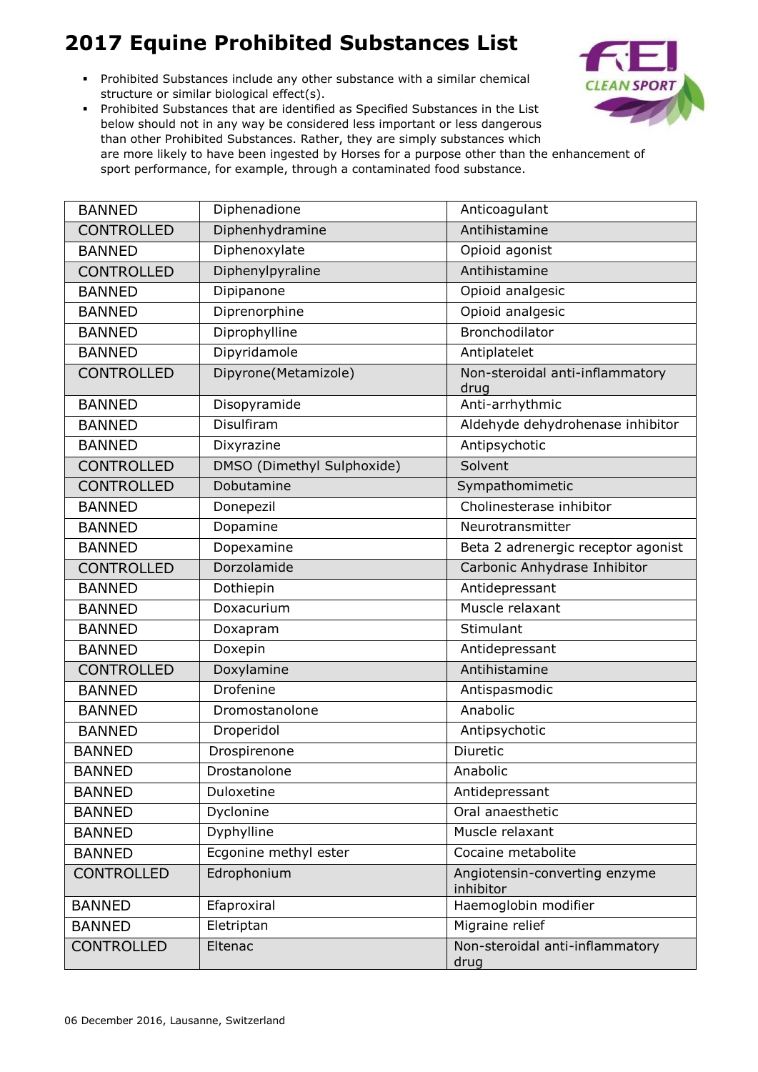# 2017 Equine Prohibited Substances List

- Prohibited Substances include any other substance with a similar chemical structure or similar biological effect(s).
- Prohibited Substances that are identified as Specified Substances in the List below should not in any way be considered less important or less dangerous than other Prohibited Substances. Rather, they are simply substances which are more likely to have been ingested by Horses for a purpose other than the enhancement of sport performance, for example, through a contaminated food substance.

| | | |
|---|---|---|
| BANNED | Diphenadione | Anticoagulant |
| CONTROLLED | Diphenhydramine | Antihistamine |
| BANNED | Diphenoxylate | Opioid agonist |
| CONTROLLED | Diphenylpyraline | Antihistamine |
| BANNED | Dipipanone | Opioid analgesic |
| BANNED | Diprenorphine | Opioid analgesic |
| BANNED | Diprophylline | Bronchodilator |
| BANNED | Dipyridamole | Antiplatelet |
| CONTROLLED | Dipyrone(Metamizole) | Non-steroidal anti-inflammatory drug |
| BANNED | Disopyramide | Anti-arrhythmic |
| BANNED | Disulfiram | Aldehyde dehydrohenase inhibitor |
| BANNED | Dixyrazine | Antipsychotic |
| CONTROLLED | DMSO (Dimethyl Sulphoxide) | Solvent |
| CONTROLLED | Dobutamine | Sympathomimetic |
| BANNED | Donepezil | Cholinesterase inhibitor |
| BANNED | Dopamine | Neurotransmitter |
| BANNED | Dopexamine | Beta 2 adrenergic receptor agonist |
| CONTROLLED | Dorzolamide | Carbonic Anhydrase Inhibitor |
| BANNED | Dothiepin | Antidepressant |
| BANNED | Doxacurium | Muscle relaxant |
| BANNED | Doxapram | Stimulant |
| BANNED | Doxepin | Antidepressant |
| CONTROLLED | Doxylamine | Antihistamine |
| BANNED | Drofenine | Antispasmodic |
| BANNED | Dromostanolone | Anabolic |
| BANNED | Droperidol | Antipsychotic |
| BANNED | Drospirenone | Diuretic |
| BANNED | Drostanolone | Anabolic |
| BANNED | Duloxetine | Antidepressant |
| BANNED | Dyclonine | Oral anaesthetic |
| BANNED | Dyphylline | Muscle relaxant |
| BANNED | Ecgonine methyl ester | Cocaine metabolite |
| CONTROLLED | Edrophonium | Angiotensin-converting enzyme inhibitor |
| BANNED | Efaproxiral | Haemoglobin modifier |
| BANNED | Eletriptan | Migraine relief |
| CONTROLLED | Eltenac | Non-steroidal anti-inflammatory drug |

06 December 2016, Lausanne, Switzerland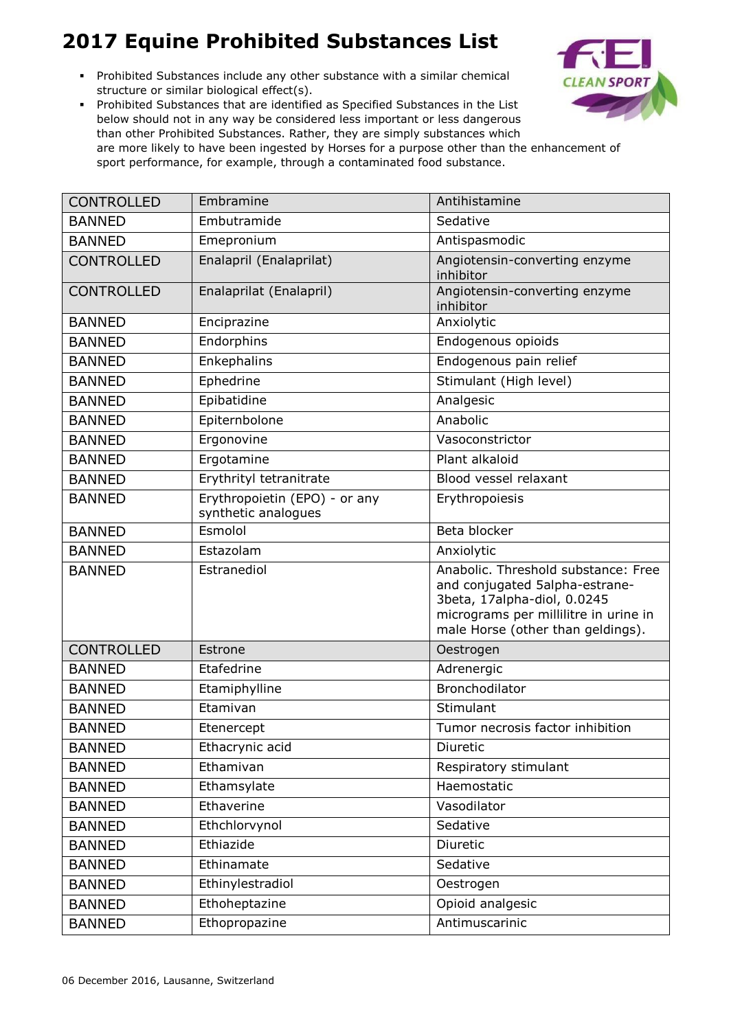# 2017 Equine Prohibited Substances List

- Prohibited Substances include any other substance with a similar chemical structure or similar biological effect(s).
- Prohibited Substances that are identified as Specified Substances in the List below should not in any way be considered less important or less dangerous than other Prohibited Substances. Rather, they are simply substances which are more likely to have been ingested by Horses for a purpose other than the enhancement of sport performance, for example, through a contaminated food substance.

| | | |
|---|---|---|
| CONTROLLED | Embramine | Antihistamine |
| BANNED | Embutramide | Sedative |
| BANNED | Emepronium | Antispasmodic |
| CONTROLLED | Enalapril (Enalaprilat) | Angiotensin-converting enzyme inhibitor |
| CONTROLLED | Enalaprilat (Enalapril) | Angiotensin-converting enzyme inhibitor |
| BANNED | Enciprazine | Anxiolytic |
| BANNED | Endorphins | Endogenous opioids |
| BANNED | Enkephalins | Endogenous pain relief |
| BANNED | Ephedrine | Stimulant (High level) |
| BANNED | Epibatidine | Analgesic |
| BANNED | Epiternbolone | Anabolic |
| BANNED | Ergonovine | Vasoconstrictor |
| BANNED | Ergotamine | Plant alkaloid |
| BANNED | Erythrityl tetranitrate | Blood vessel relaxant |
| BANNED | Erythropoietin (EPO) - or any synthetic analogues | Erythropoiesis |
| BANNED | Esmolol | Beta blocker |
| BANNED | Estazolam | Anxiolytic |
| BANNED | Estranediol | Anabolic. Threshold substance: Free and conjugated 5alpha-estrane-3beta, 17alpha-diol, 0.0245 micrograms per millilitre in urine in male Horse (other than geldings). |
| CONTROLLED | Estrone | Oestrogen |
| BANNED | Etafedrine | Adrenergic |
| BANNED | Etamiphylline | Bronchodilator |
| BANNED | Etamivan | Stimulant |
| BANNED | Etenercept | Tumor necrosis factor inhibition |
| BANNED | Ethacrynic acid | Diuretic |
| BANNED | Ethamivan | Respiratory stimulant |
| BANNED | Ethamsylate | Haemostatic |
| BANNED | Ethaverine | Vasodilator |
| BANNED | Ethchlorvynol | Sedative |
| BANNED | Ethiazide | Diuretic |
| BANNED | Ethinamate | Sedative |
| BANNED | Ethinylestradiol | Oestrogen |
| BANNED | Ethoheptazine | Opioid analgesic |
| BANNED | Ethopropazine | Antimuscarinic |

06 December 2016, Lausanne, Switzerland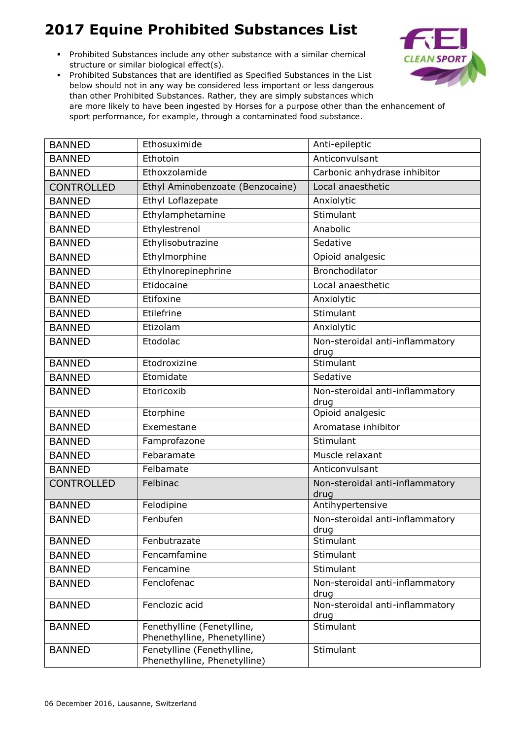# 2017 Equine Prohibited Substances List

- Prohibited Substances include any other substance with a similar chemical structure or similar biological effect(s).
- Prohibited Substances that are identified as Specified Substances in the List below should not in any way be considered less important or less dangerous than other Prohibited Substances. Rather, they are simply substances which are more likely to have been ingested by Horses for a purpose other than the enhancement of sport performance, for example, through a contaminated food substance.

| | | |
|---|---|---|
| BANNED | Ethosuximide | Anti-epileptic |
| BANNED | Ethotoin | Anticonvulsant |
| BANNED | Ethoxzolamide | Carbonic anhydrase inhibitor |
| CONTROLLED | Ethyl Aminobenzoate (Benzocaine) | Local anaesthetic |
| BANNED | Ethyl Loflazepate | Anxiolytic |
| BANNED | Ethylamphetamine | Stimulant |
| BANNED | Ethylestrenol | Anabolic |
| BANNED | Ethylisobutrazine | Sedative |
| BANNED | Ethylmorphine | Opioid analgesic |
| BANNED | Ethylnorepinephrine | Bronchodilator |
| BANNED | Etidocaine | Local anaesthetic |
| BANNED | Etifoxine | Anxiolytic |
| BANNED | Etilefrine | Stimulant |
| BANNED | Etizolam | Anxiolytic |
| BANNED | Etodolac | Non-steroidal anti-inflammatory drug |
| BANNED | Etodroxizine | Stimulant |
| BANNED | Etomidate | Sedative |
| BANNED | Etoricoxib | Non-steroidal anti-inflammatory drug |
| BANNED | Etorphine | Opioid analgesic |
| BANNED | Exemestane | Aromatase inhibitor |
| BANNED | Famprofazone | Stimulant |
| BANNED | Febaramate | Muscle relaxant |
| BANNED | Felbamate | Anticonvulsant |
| CONTROLLED | Felbinac | Non-steroidal anti-inflammatory drug |
| BANNED | Felodipine | Antihypertensive |
| BANNED | Fenbufen | Non-steroidal anti-inflammatory drug |
| BANNED | Fenbutrazate | Stimulant |
| BANNED | Fencamfamine | Stimulant |
| BANNED | Fencamine | Stimulant |
| BANNED | Fenclofenac | Non-steroidal anti-inflammatory drug |
| BANNED | Fenclozic acid | Non-steroidal anti-inflammatory drug |
| BANNED | Fenethylline (Fenetylline, Phenethylline, Phenetylline) | Stimulant |
| BANNED | Fenetylline (Fenethylline, Phenethylline, Phenetylline) | Stimulant |

06 December 2016, Lausanne, Switzerland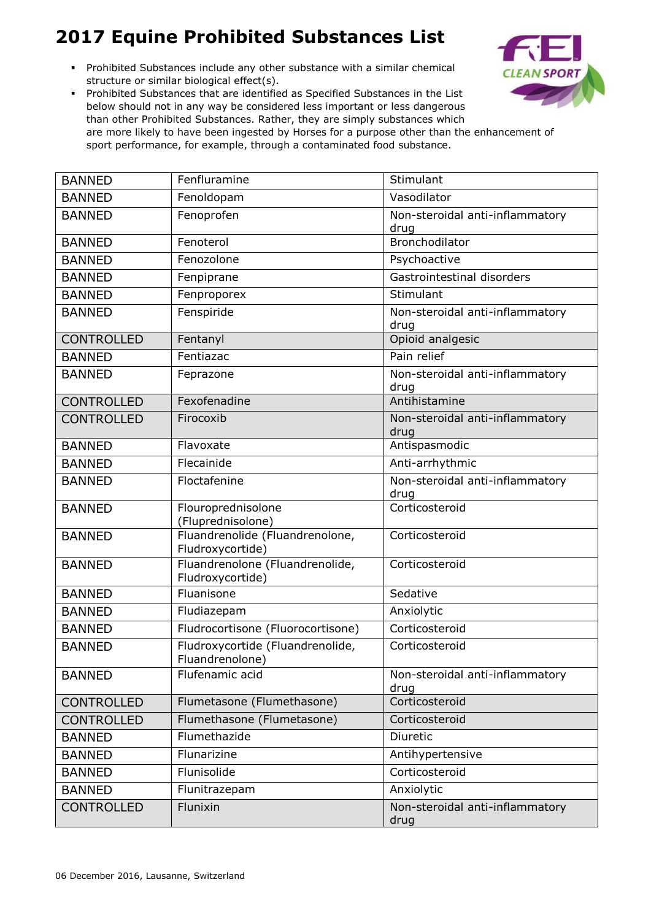# 2017 Equine Prohibited Substances List

- Prohibited Substances include any other substance with a similar chemical structure or similar biological effect(s).
- Prohibited Substances that are identified as Specified Substances in the List below should not in any way be considered less important or less dangerous than other Prohibited Substances. Rather, they are simply substances which are more likely to have been ingested by Horses for a purpose other than the enhancement of sport performance, for example, through a contaminated food substance.

| | | |
|---|---|---|
| BANNED | Fenfluramine | Stimulant |
| BANNED | Fenoldopam | Vasodilator |
| BANNED | Fenoprofen | Non-steroidal anti-inflammatory drug |
| BANNED | Fenoterol | Bronchodilator |
| BANNED | Fenozolone | Psychoactive |
| BANNED | Fenpiprane | Gastrointestinal disorders |
| BANNED | Fenproporex | Stimulant |
| BANNED | Fenspiride | Non-steroidal anti-inflammatory drug |
| CONTROLLED | Fentanyl | Opioid analgesic |
| BANNED | Fentiazac | Pain relief |
| BANNED | Feprazone | Non-steroidal anti-inflammatory drug |
| CONTROLLED | Fexofenadine | Antihistamine |
| CONTROLLED | Firocoxib | Non-steroidal anti-inflammatory drug |
| BANNED | Flavoxate | Antispasmodic |
| BANNED | Flecainide | Anti-arrhythmic |
| BANNED | Floctafenine | Non-steroidal anti-inflammatory drug |
| BANNED | Flouroprednisolone (Fluprednisolone) | Corticosteroid |
| BANNED | Fluandrenolide (Fluandrenolone, Fludroxycortide) | Corticosteroid |
| BANNED | Fluandrenolone (Fluandrenolide, Fludroxycortide) | Corticosteroid |
| BANNED | Fluanisone | Sedative |
| BANNED | Fludiazepam | Anxiolytic |
| BANNED | Fludrocortisone (Fluorocortisone) | Corticosteroid |
| BANNED | Fludroxycortide (Fluandrenolide, Fluandrenolone) | Corticosteroid |
| BANNED | Flufenamic acid | Non-steroidal anti-inflammatory drug |
| CONTROLLED | Flumetasone (Flumethasone) | Corticosteroid |
| CONTROLLED | Flumethasone (Flumetasone) | Corticosteroid |
| BANNED | Flumethazide | Diuretic |
| BANNED | Flunarizine | Antihypertensive |
| BANNED | Flunisolide | Corticosteroid |
| BANNED | Flunitrazepam | Anxiolytic |
| CONTROLLED | Flunixin | Non-steroidal anti-inflammatory drug |

06 December 2016, Lausanne, Switzerland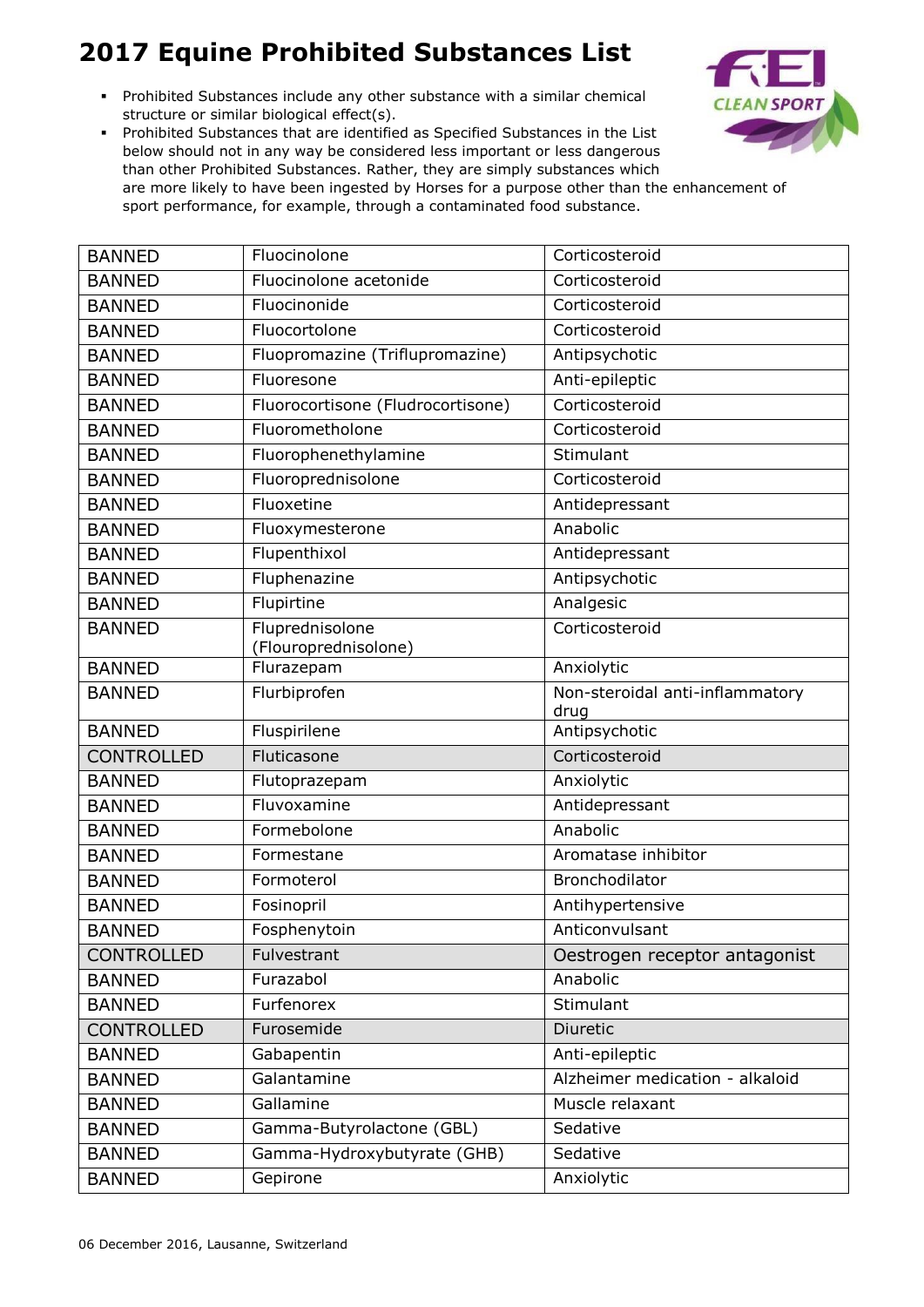# 2017 Equine Prohibited Substances List

- Prohibited Substances include any other substance with a similar chemical structure or similar biological effect(s).
- Prohibited Substances that are identified as Specified Substances in the List below should not in any way be considered less important or less dangerous than other Prohibited Substances. Rather, they are simply substances which are more likely to have been ingested by Horses for a purpose other than the enhancement of sport performance, for example, through a contaminated food substance.

| | | |
|---|---|---|
| BANNED | Fluocinolone | Corticosteroid |
| BANNED | Fluocinolone acetonide | Corticosteroid |
| BANNED | Fluocinonide | Corticosteroid |
| BANNED | Fluocortolone | Corticosteroid |
| BANNED | Fluopromazine (Triflupromazine) | Antipsychotic |
| BANNED | Fluoresone | Anti-epileptic |
| BANNED | Fluorocortisone (Fludrocortisone) | Corticosteroid |
| BANNED | Fluorometholone | Corticosteroid |
| BANNED | Fluorophenethylamine | Stimulant |
| BANNED | Fluoroprednisolone | Corticosteroid |
| BANNED | Fluoxetine | Antidepressant |
| BANNED | Fluoxymesterone | Anabolic |
| BANNED | Flupenthixol | Antidepressant |
| BANNED | Fluphenazine | Antipsychotic |
| BANNED | Flupirtine | Analgesic |
| BANNED | Fluprednisolone (Flouroprednisolone) | Corticosteroid |
| BANNED | Flurazepam | Anxiolytic |
| BANNED | Flurbiprofen | Non-steroidal anti-inflammatory drug |
| BANNED | Fluspirilene | Antipsychotic |
| CONTROLLED | Fluticasone | Corticosteroid |
| BANNED | Flutoprazepam | Anxiolytic |
| BANNED | Fluvoxamine | Antidepressant |
| BANNED | Formebolone | Anabolic |
| BANNED | Formestane | Aromatase inhibitor |
| BANNED | Formoterol | Bronchodilator |
| BANNED | Fosinopril | Antihypertensive |
| BANNED | Fosphenytoin | Anticonvulsant |
| CONTROLLED | Fulvestrant | Oestrogen receptor antagonist |
| BANNED | Furazabol | Anabolic |
| BANNED | Furfenorex | Stimulant |
| CONTROLLED | Furosemide | Diuretic |
| BANNED | Gabapentin | Anti-epileptic |
| BANNED | Galantamine | Alzheimer medication - alkaloid |
| BANNED | Gallamine | Muscle relaxant |
| BANNED | Gamma-Butyrolactone (GBL) | Sedative |
| BANNED | Gamma-Hydroxybutyrate (GHB) | Sedative |
| BANNED | Gepirone | Anxiolytic |

06 December 2016, Lausanne, Switzerland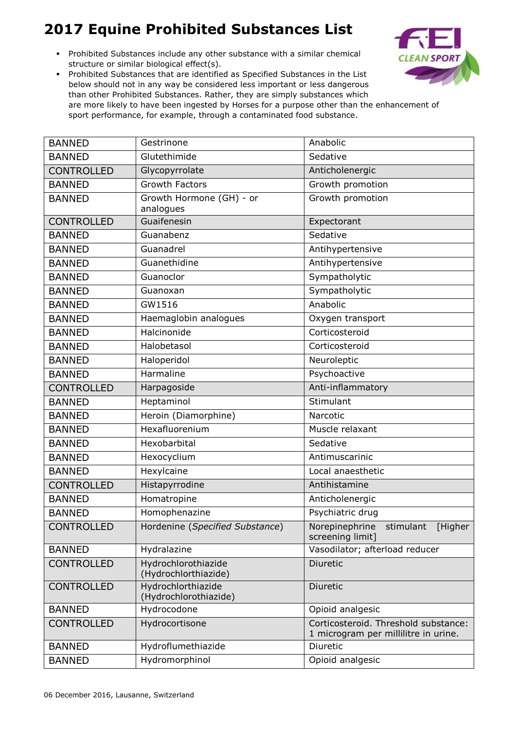# 2017 Equine Prohibited Substances List

- Prohibited Substances include any other substance with a similar chemical structure or similar biological effect(s).
- Prohibited Substances that are identified as Specified Substances in the List below should not in any way be considered less important or less dangerous than other Prohibited Substances. Rather, they are simply substances which are more likely to have been ingested by Horses for a purpose other than the enhancement of sport performance, for example, through a contaminated food substance.

| | | |
|---|---|---|
| BANNED | Gestrinone | Anabolic |
| BANNED | Glutethimide | Sedative |
| CONTROLLED | Glycopyrrolate | Anticholenergic |
| BANNED | Growth Factors | Growth promotion |
| BANNED | Growth Hormone (GH) - or analogues | Growth promotion |
| CONTROLLED | Guaifenesin | Expectorant |
| BANNED | Guanabenz | Sedative |
| BANNED | Guanadrel | Antihypertensive |
| BANNED | Guanethidine | Antihypertensive |
| BANNED | Guanoclor | Sympatholytic |
| BANNED | Guanoxan | Sympatholytic |
| BANNED | GW1516 | Anabolic |
| BANNED | Haemaglobin analogues | Oxygen transport |
| BANNED | Halcinonide | Corticosteroid |
| BANNED | Halobetasol | Corticosteroid |
| BANNED | Haloperidol | Neuroleptic |
| BANNED | Harmaline | Psychoactive |
| CONTROLLED | Harpagoside | Anti-inflammatory |
| BANNED | Heptaminol | Stimulant |
| BANNED | Heroin (Diamorphine) | Narcotic |
| BANNED | Hexafluorenium | Muscle relaxant |
| BANNED | Hexobarbital | Sedative |
| BANNED | Hexocyclium | Antimuscarinic |
| BANNED | Hexylcaine | Local anaesthetic |
| CONTROLLED | Histapyrrodine | Antihistamine |
| BANNED | Homatropine | Anticholenergic |
| BANNED | Homophenazine | Psychiatric drug |
| CONTROLLED | Hordenine (*Specified Substance*) | Norepinephrine stimulant [Higher screening limit] |
| BANNED | Hydralazine | Vasodilator; afterload reducer |
| CONTROLLED | Hydrochlorothiazide (Hydrochlorthiazide) | Diuretic |
| CONTROLLED | Hydrochlorthiazide (Hydrochlorothiazide) | Diuretic |
| BANNED | Hydrocodone | Opioid analgesic |
| CONTROLLED | Hydrocortisone | Corticosteroid. Threshold substance: 1 microgram per millilitre in urine. |
| BANNED | Hydroflumethiazide | Diuretic |
| BANNED | Hydromorphinol | Opioid analgesic |

06 December 2016, Lausanne, Switzerland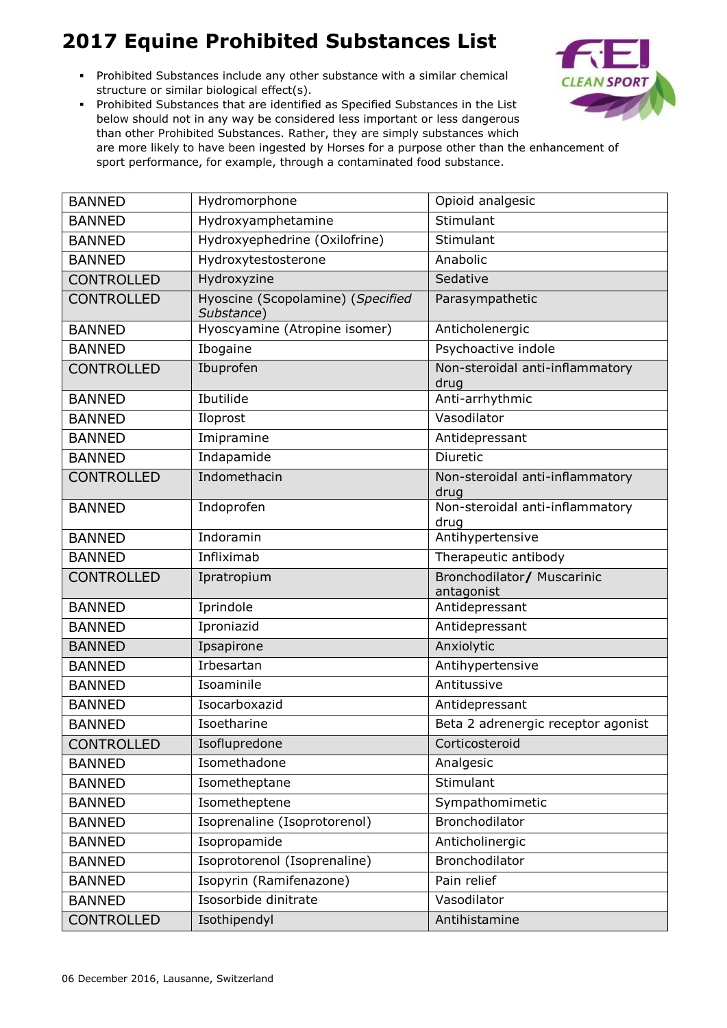# 2017 Equine Prohibited Substances List

- Prohibited Substances include any other substance with a similar chemical structure or similar biological effect(s).
- Prohibited Substances that are identified as Specified Substances in the List below should not in any way be considered less important or less dangerous than other Prohibited Substances. Rather, they are simply substances which are more likely to have been ingested by Horses for a purpose other than the enhancement of sport performance, for example, through a contaminated food substance.

| | | |
|---|---|---|
| BANNED | Hydromorphone | Opioid analgesic |
| BANNED | Hydroxyamphetamine | Stimulant |
| BANNED | Hydroxyephedrine (Oxilofrine) | Stimulant |
| BANNED | Hydroxytestosterone | Anabolic |
| CONTROLLED | Hydroxyzine | Sedative |
| CONTROLLED | Hyoscine (Scopolamine) (*Specified Substance*) | Parasympathetic |
| BANNED | Hyoscyamine (Atropine isomer) | Anticholenergic |
| BANNED | Ibogaine | Psychoactive indole |
| CONTROLLED | Ibuprofen | Non-steroidal anti-inflammatory drug |
| BANNED | Ibutilide | Anti-arrhythmic |
| BANNED | Iloprost | Vasodilator |
| BANNED | Imipramine | Antidepressant |
| BANNED | Indapamide | Diuretic |
| CONTROLLED | Indomethacin | Non-steroidal anti-inflammatory drug |
| BANNED | Indoprofen | Non-steroidal anti-inflammatory drug |
| BANNED | Indoramin | Antihypertensive |
| BANNED | Infliximab | Therapeutic antibody |
| CONTROLLED | Ipratropium | Bronchodilator/ Muscarinic antagonist |
| BANNED | Iprindole | Antidepressant |
| BANNED | Iproniazid | Antidepressant |
| BANNED | Ipsapirone | Anxiolytic |
| BANNED | Irbesartan | Antihypertensive |
| BANNED | Isoaminile | Antitussive |
| BANNED | Isocarboxazid | Antidepressant |
| BANNED | Isoetharine | Beta 2 adrenergic receptor agonist |
| CONTROLLED | Isoflupredone | Corticosteroid |
| BANNED | Isomethadone | Analgesic |
| BANNED | Isometheptane | Stimulant |
| BANNED | Isometheptene | Sympathomimetic |
| BANNED | Isoprenaline (Isoprotorenol) | Bronchodilator |
| BANNED | Isopropamide | Anticholinergic |
| BANNED | Isoprotorenol (Isoprenaline) | Bronchodilator |
| BANNED | Isopyrin (Ramifenazone) | Pain relief |
| BANNED | Isosorbide dinitrate | Vasodilator |
| CONTROLLED | Isothipendyl | Antihistamine |

06 December 2016, Lausanne, Switzerland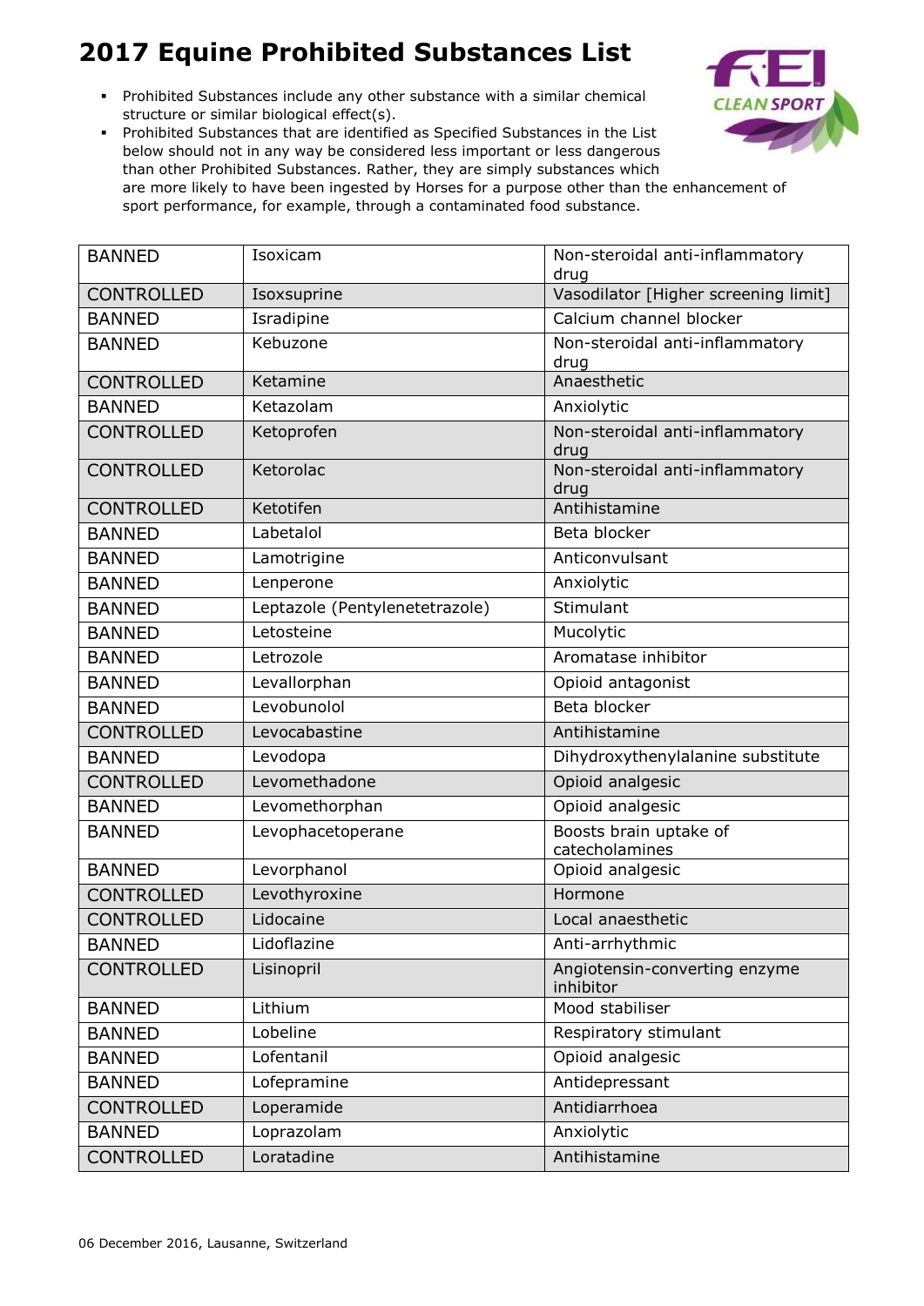# 2017 Equine Prohibited Substances List

- Prohibited Substances include any other substance with a similar chemical structure or similar biological effect(s).
- Prohibited Substances that are identified as Specified Substances in the List below should not in any way be considered less important or less dangerous than other Prohibited Substances. Rather, they are simply substances which are more likely to have been ingested by Horses for a purpose other than the enhancement of sport performance, for example, through a contaminated food substance.

| | | |
|---|---|---|
| BANNED | Isoxicam | Non-steroidal anti-inflammatory drug |
| CONTROLLED | Isoxsuprine | Vasodilator [Higher screening limit] |
| BANNED | Isradipine | Calcium channel blocker |
| BANNED | Kebuzone | Non-steroidal anti-inflammatory drug |
| CONTROLLED | Ketamine | Anaesthetic |
| BANNED | Ketazolam | Anxiolytic |
| CONTROLLED | Ketoprofen | Non-steroidal anti-inflammatory drug |
| CONTROLLED | Ketorolac | Non-steroidal anti-inflammatory drug |
| CONTROLLED | Ketotifen | Antihistamine |
| BANNED | Labetalol | Beta blocker |
| BANNED | Lamotrigine | Anticonvulsant |
| BANNED | Lenperone | Anxiolytic |
| BANNED | Leptazole (Pentylenetetrazole) | Stimulant |
| BANNED | Letosteine | Mucolytic |
| BANNED | Letrozole | Aromatase inhibitor |
| BANNED | Levallorphan | Opioid antagonist |
| BANNED | Levobunolol | Beta blocker |
| CONTROLLED | Levocabastine | Antihistamine |
| BANNED | Levodopa | Dihydroxythenylalanine substitute |
| CONTROLLED | Levomethadone | Opioid analgesic |
| BANNED | Levomethorphan | Opioid analgesic |
| BANNED | Levophacetoperane | Boosts brain uptake of catecholamines |
| BANNED | Levorphanol | Opioid analgesic |
| CONTROLLED | Levothyroxine | Hormone |
| CONTROLLED | Lidocaine | Local anaesthetic |
| BANNED | Lidoflazine | Anti-arrhythmic |
| CONTROLLED | Lisinopril | Angiotensin-converting enzyme inhibitor |
| BANNED | Lithium | Mood stabiliser |
| BANNED | Lobeline | Respiratory stimulant |
| BANNED | Lofentanil | Opioid analgesic |
| BANNED | Lofepramine | Antidepressant |
| CONTROLLED | Loperamide | Antidiarrhoea |
| BANNED | Loprazolam | Anxiolytic |
| CONTROLLED | Loratadine | Antihistamine |

06 December 2016, Lausanne, Switzerland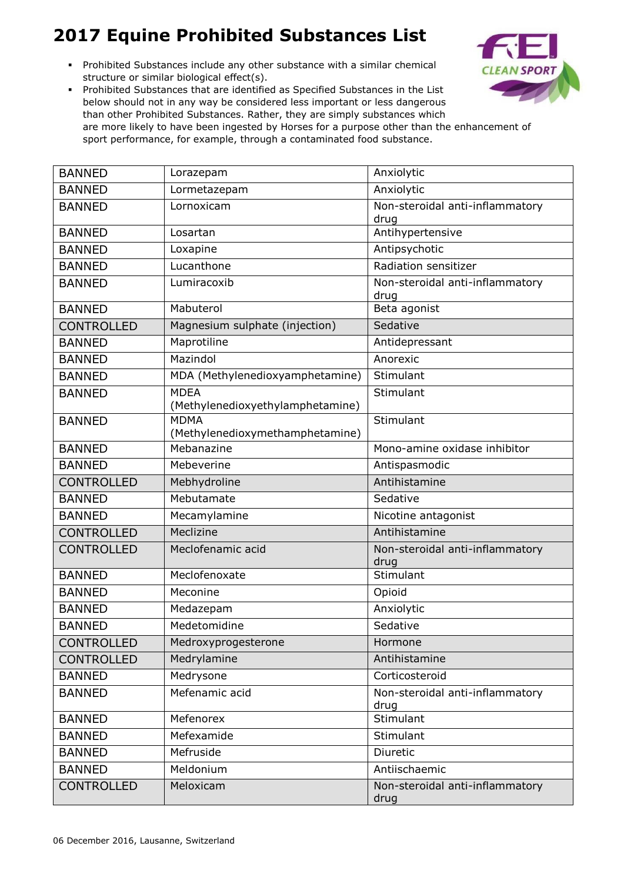# 2017 Equine Prohibited Substances List

- Prohibited Substances include any other substance with a similar chemical structure or similar biological effect(s).
- Prohibited Substances that are identified as Specified Substances in the List below should not in any way be considered less important or less dangerous than other Prohibited Substances. Rather, they are simply substances which are more likely to have been ingested by Horses for a purpose other than the enhancement of sport performance, for example, through a contaminated food substance.

| | | |
|---|---|---|
| BANNED | Lorazepam | Anxiolytic |
| BANNED | Lormetazepam | Anxiolytic |
| BANNED | Lornoxicam | Non-steroidal anti-inflammatory drug |
| BANNED | Losartan | Antihypertensive |
| BANNED | Loxapine | Antipsychotic |
| BANNED | Lucanthone | Radiation sensitizer |
| BANNED | Lumiracoxib | Non-steroidal anti-inflammatory drug |
| BANNED | Mabuterol | Beta agonist |
| CONTROLLED | Magnesium sulphate (injection) | Sedative |
| BANNED | Maprotiline | Antidepressant |
| BANNED | Mazindol | Anorexic |
| BANNED | MDA (Methylenedioxyamphetamine) | Stimulant |
| BANNED | MDEA (Methylenedioxyethylamphetamine) | Stimulant |
| BANNED | MDMA (Methylenedioxymethamphetamine) | Stimulant |
| BANNED | Mebanazine | Mono-amine oxidase inhibitor |
| BANNED | Mebeverine | Antispasmodic |
| CONTROLLED | Mebhydroline | Antihistamine |
| BANNED | Mebutamate | Sedative |
| BANNED | Mecamylamine | Nicotine antagonist |
| CONTROLLED | Meclizine | Antihistamine |
| CONTROLLED | Meclofenamic acid | Non-steroidal anti-inflammatory drug |
| BANNED | Meclofenoxate | Stimulant |
| BANNED | Meconine | Opioid |
| BANNED | Medazepam | Anxiolytic |
| BANNED | Medetomidine | Sedative |
| CONTROLLED | Medroxyprogesterone | Hormone |
| CONTROLLED | Medrylamine | Antihistamine |
| BANNED | Medrysone | Corticosteroid |
| BANNED | Mefenamic acid | Non-steroidal anti-inflammatory drug |
| BANNED | Mefenorex | Stimulant |
| BANNED | Mefexamide | Stimulant |
| BANNED | Mefruside | Diuretic |
| BANNED | Meldonium | Antiischaemic |
| CONTROLLED | Meloxicam | Non-steroidal anti-inflammatory drug |

06 December 2016, Lausanne, Switzerland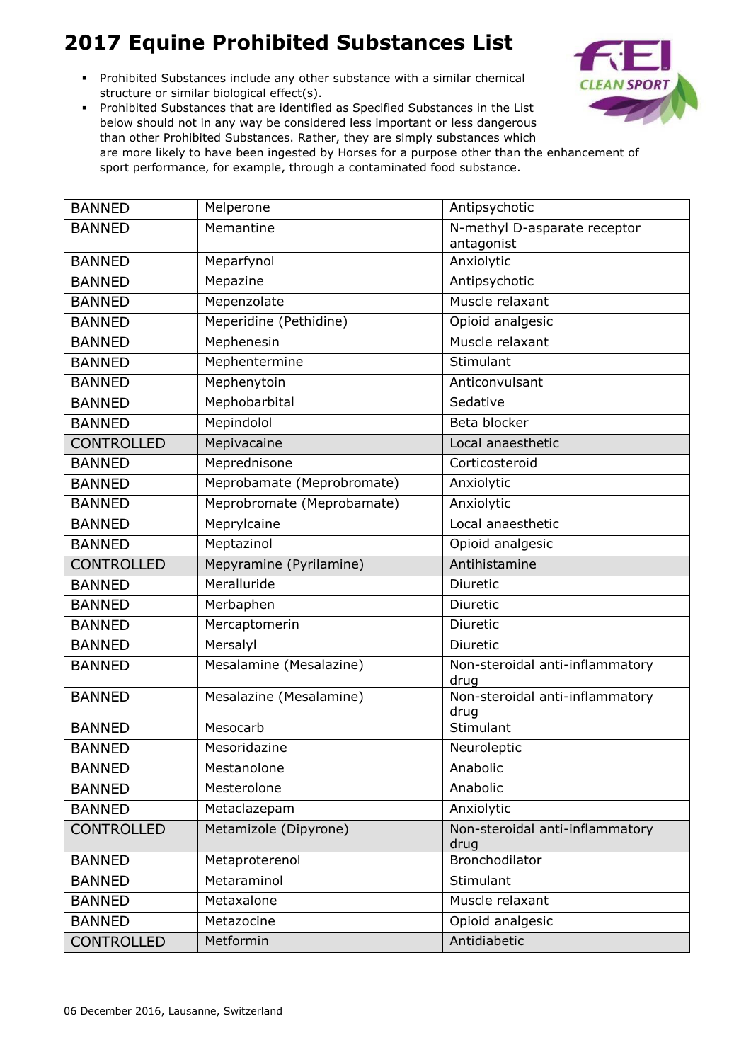# 2017 Equine Prohibited Substances List

- Prohibited Substances include any other substance with a similar chemical structure or similar biological effect(s).
- Prohibited Substances that are identified as Specified Substances in the List below should not in any way be considered less important or less dangerous than other Prohibited Substances. Rather, they are simply substances which are more likely to have been ingested by Horses for a purpose other than the enhancement of sport performance, for example, through a contaminated food substance.

| | | |
|---|---|---|
| BANNED | Melperone | Antipsychotic |
| BANNED | Memantine | N-methyl D-asparate receptor antagonist |
| BANNED | Meparfynol | Anxiolytic |
| BANNED | Mepazine | Antipsychotic |
| BANNED | Mepenzolate | Muscle relaxant |
| BANNED | Meperidine (Pethidine) | Opioid analgesic |
| BANNED | Mephenesin | Muscle relaxant |
| BANNED | Mephentermine | Stimulant |
| BANNED | Mephenytoin | Anticonvulsant |
| BANNED | Mephobarbital | Sedative |
| BANNED | Mepindolol | Beta blocker |
| CONTROLLED | Mepivacaine | Local anaesthetic |
| BANNED | Meprednisone | Corticosteroid |
| BANNED | Meprobamate (Meprobromate) | Anxiolytic |
| BANNED | Meprobromate (Meprobamate) | Anxiolytic |
| BANNED | Meprylcaine | Local anaesthetic |
| BANNED | Meptazinol | Opioid analgesic |
| CONTROLLED | Mepyramine (Pyrilamine) | Antihistamine |
| BANNED | Meralluride | Diuretic |
| BANNED | Merbaphen | Diuretic |
| BANNED | Mercaptomerin | Diuretic |
| BANNED | Mersalyl | Diuretic |
| BANNED | Mesalamine (Mesalazine) | Non-steroidal anti-inflammatory drug |
| BANNED | Mesalazine (Mesalamine) | Non-steroidal anti-inflammatory drug |
| BANNED | Mesocarb | Stimulant |
| BANNED | Mesoridazine | Neuroleptic |
| BANNED | Mestanolone | Anabolic |
| BANNED | Mesterolone | Anabolic |
| BANNED | Metaclazepam | Anxiolytic |
| CONTROLLED | Metamizole (Dipyrone) | Non-steroidal anti-inflammatory drug |
| BANNED | Metaproterenol | Bronchodilator |
| BANNED | Metaraminol | Stimulant |
| BANNED | Metaxalone | Muscle relaxant |
| BANNED | Metazocine | Opioid analgesic |
| CONTROLLED | Metformin | Antidiabetic |

06 December 2016, Lausanne, Switzerland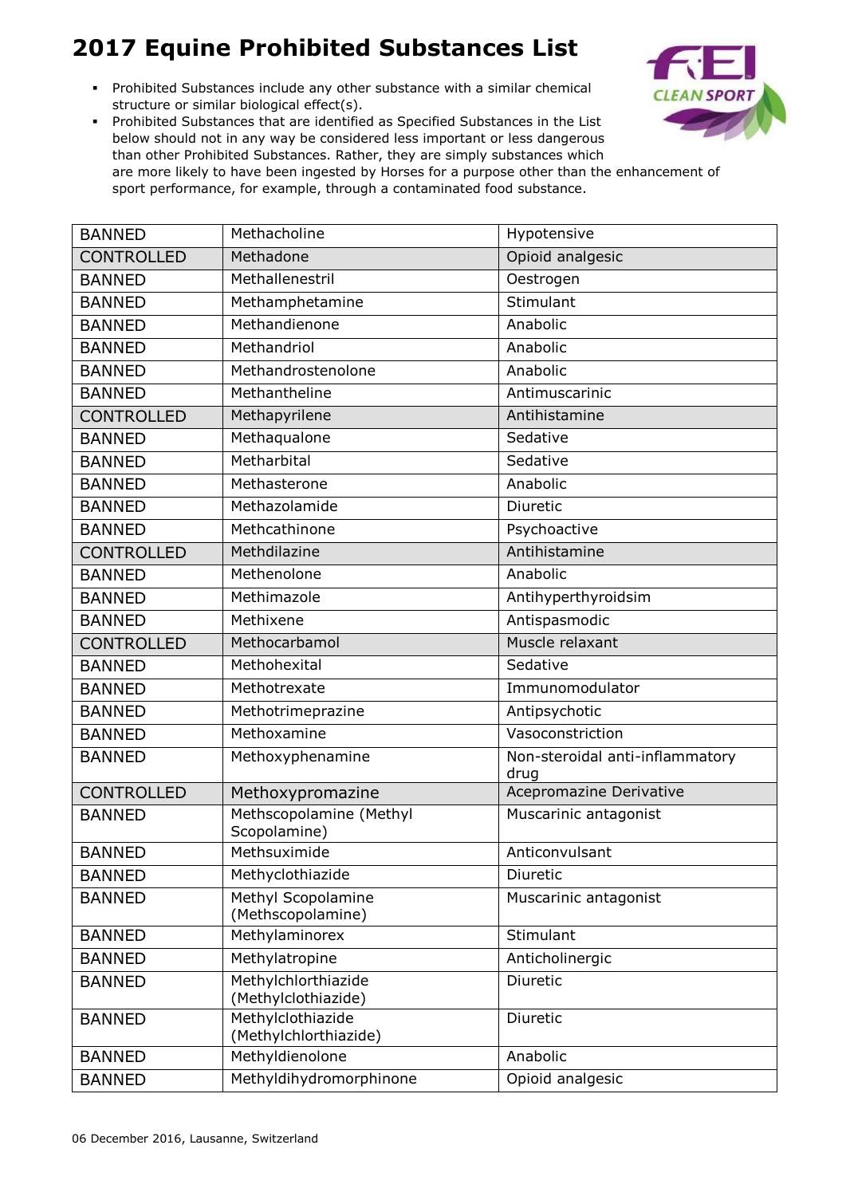# 2017 Equine Prohibited Substances List

- Prohibited Substances include any other substance with a similar chemical structure or similar biological effect(s).
- Prohibited Substances that are identified as Specified Substances in the List below should not in any way be considered less important or less dangerous than other Prohibited Substances. Rather, they are simply substances which are more likely to have been ingested by Horses for a purpose other than the enhancement of sport performance, for example, through a contaminated food substance.

| | | |
|---|---|---|
| BANNED | Methacholine | Hypotensive |
| CONTROLLED | Methadone | Opioid analgesic |
| BANNED | Methallenestril | Oestrogen |
| BANNED | Methamphetamine | Stimulant |
| BANNED | Methandienone | Anabolic |
| BANNED | Methandriol | Anabolic |
| BANNED | Methandrostenolone | Anabolic |
| BANNED | Methantheline | Antimuscarinic |
| CONTROLLED | Methapyrilene | Antihistamine |
| BANNED | Methaqualone | Sedative |
| BANNED | Metharbital | Sedative |
| BANNED | Methasterone | Anabolic |
| BANNED | Methazolamide | Diuretic |
| BANNED | Methcathinone | Psychoactive |
| CONTROLLED | Methdilazine | Antihistamine |
| BANNED | Methenolone | Anabolic |
| BANNED | Methimazole | Antihyperthyroidsim |
| BANNED | Methixene | Antispasmodic |
| CONTROLLED | Methocarbamol | Muscle relaxant |
| BANNED | Methohexital | Sedative |
| BANNED | Methotrexate | Immunomodulator |
| BANNED | Methotrimeprazine | Antipsychotic |
| BANNED | Methoxamine | Vasoconstriction |
| BANNED | Methoxyphenamine | Non-steroidal anti-inflammatory drug |
| CONTROLLED | Methoxypromazine | Acepromazine Derivative |
| BANNED | Methscopolamine (Methyl Scopolamine) | Muscarinic antagonist |
| BANNED | Methsuximide | Anticonvulsant |
| BANNED | Methyclothiazide | Diuretic |
| BANNED | Methyl Scopolamine (Methscopolamine) | Muscarinic antagonist |
| BANNED | Methylaminorex | Stimulant |
| BANNED | Methylatropine | Anticholinergic |
| BANNED | Methylchlorthiazide (Methylclothiazide) | Diuretic |
| BANNED | Methylclothiazide (Methylchlorthiazide) | Diuretic |
| BANNED | Methyldienolone | Anabolic |
| BANNED | Methyldihydromorphinone | Opioid analgesic |

06 December 2016, Lausanne, Switzerland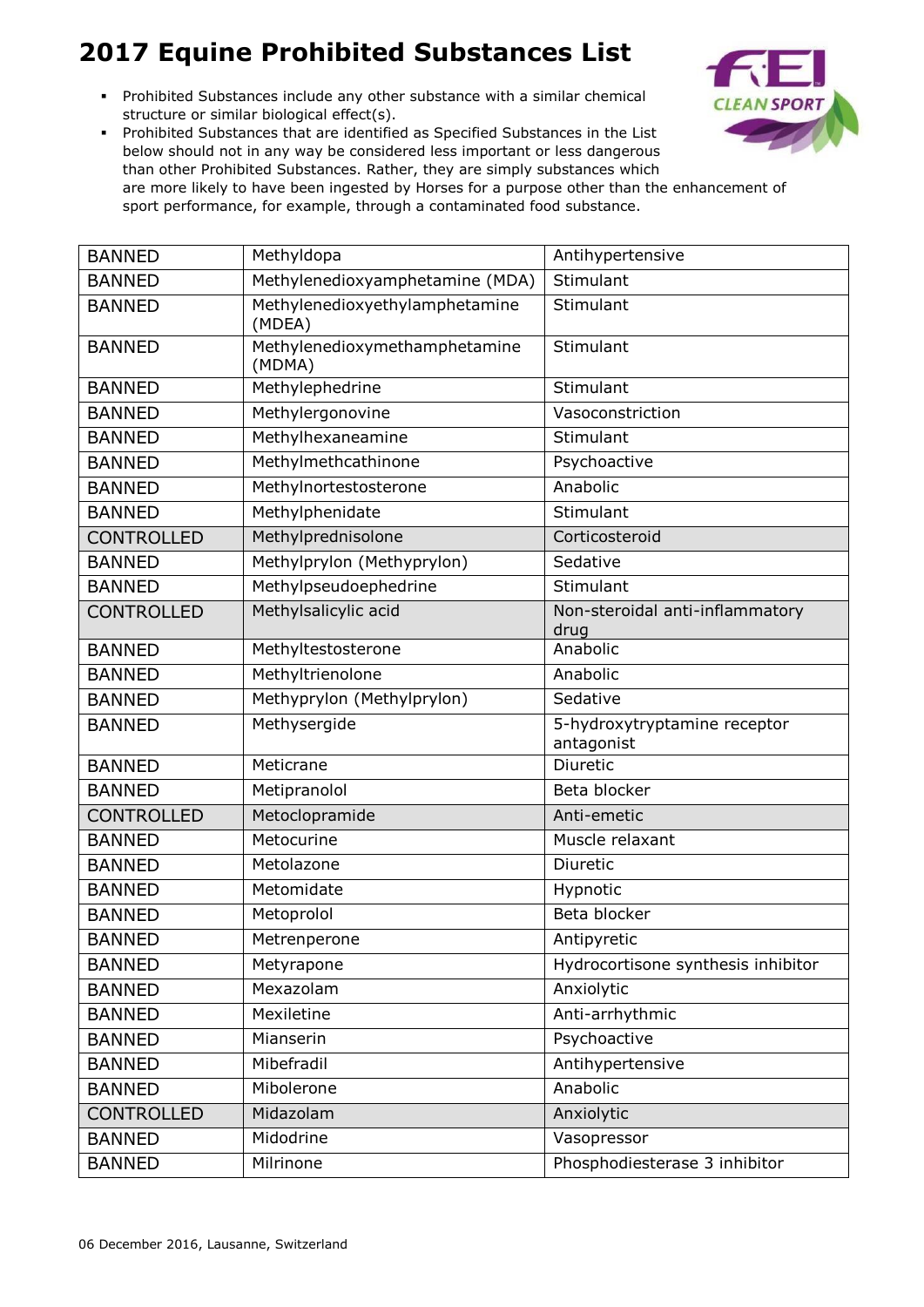# 2017 Equine Prohibited Substances List

- Prohibited Substances include any other substance with a similar chemical structure or similar biological effect(s).
- Prohibited Substances that are identified as Specified Substances in the List below should not in any way be considered less important or less dangerous than other Prohibited Substances. Rather, they are simply substances which are more likely to have been ingested by Horses for a purpose other than the enhancement of sport performance, for example, through a contaminated food substance.

| | | |
|---|---|---|
| BANNED | Methyldopa | Antihypertensive |
| BANNED | Methylenedioxyamphetamine (MDA) | Stimulant |
| BANNED | Methylenedioxyethylamphetamine (MDEA) | Stimulant |
| BANNED | Methylenedioxymethamphetamine (MDMA) | Stimulant |
| BANNED | Methylephedrine | Stimulant |
| BANNED | Methylergonovine | Vasoconstriction |
| BANNED | Methylhexaneamine | Stimulant |
| BANNED | Methylmethcathinone | Psychoactive |
| BANNED | Methylnortestosterone | Anabolic |
| BANNED | Methylphenidate | Stimulant |
| CONTROLLED | Methylprednisolone | Corticosteroid |
| BANNED | Methylprylon (Methyprylon) | Sedative |
| BANNED | Methylpseudoephedrine | Stimulant |
| CONTROLLED | Methylsalicylic acid | Non-steroidal anti-inflammatory drug |
| BANNED | Methyltestosterone | Anabolic |
| BANNED | Methyltrienolone | Anabolic |
| BANNED | Methyprylon (Methylprylon) | Sedative |
| BANNED | Methysergide | 5-hydroxytryptamine receptor antagonist |
| BANNED | Meticrane | Diuretic |
| BANNED | Metipranolol | Beta blocker |
| CONTROLLED | Metoclopramide | Anti-emetic |
| BANNED | Metocurine | Muscle relaxant |
| BANNED | Metolazone | Diuretic |
| BANNED | Metomidate | Hypnotic |
| BANNED | Metoprolol | Beta blocker |
| BANNED | Metrenperone | Antipyretic |
| BANNED | Metyrapone | Hydrocortisone synthesis inhibitor |
| BANNED | Mexazolam | Anxiolytic |
| BANNED | Mexiletine | Anti-arrhythmic |
| BANNED | Mianserin | Psychoactive |
| BANNED | Mibefradil | Antihypertensive |
| BANNED | Mibolerone | Anabolic |
| CONTROLLED | Midazolam | Anxiolytic |
| BANNED | Midodrine | Vasopressor |
| BANNED | Milrinone | Phosphodiesterase 3 inhibitor |

06 December 2016, Lausanne, Switzerland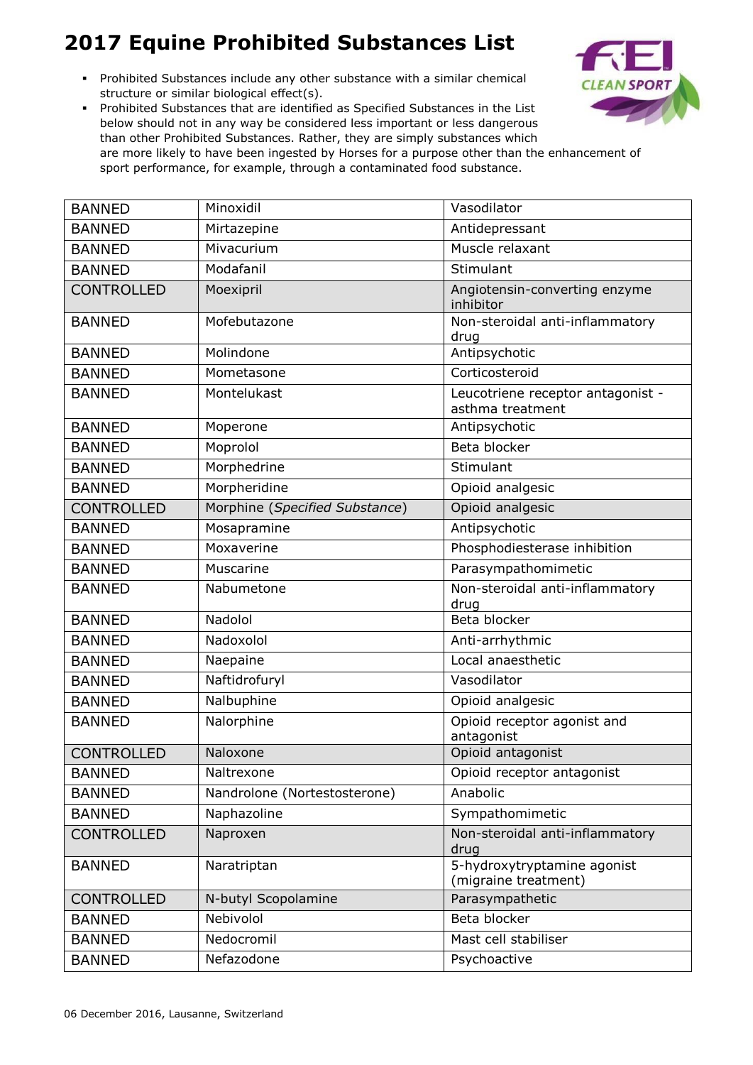# 2017 Equine Prohibited Substances List

- Prohibited Substances include any other substance with a similar chemical structure or similar biological effect(s).
- Prohibited Substances that are identified as Specified Substances in the List below should not in any way be considered less important or less dangerous than other Prohibited Substances. Rather, they are simply substances which are more likely to have been ingested by Horses for a purpose other than the enhancement of sport performance, for example, through a contaminated food substance.

| | | |
|---|---|---|
| BANNED | Minoxidil | Vasodilator |
| BANNED | Mirtazepine | Antidepressant |
| BANNED | Mivacurium | Muscle relaxant |
| BANNED | Modafanil | Stimulant |
| CONTROLLED | Moexipril | Angiotensin-converting enzyme inhibitor |
| BANNED | Mofebutazone | Non-steroidal anti-inflammatory drug |
| BANNED | Molindone | Antipsychotic |
| BANNED | Mometasone | Corticosteroid |
| BANNED | Montelukast | Leucotriene receptor antagonist - asthma treatment |
| BANNED | Moperone | Antipsychotic |
| BANNED | Moprolol | Beta blocker |
| BANNED | Morphedrine | Stimulant |
| BANNED | Morpheridine | Opioid analgesic |
| CONTROLLED | Morphine (*Specified Substance*) | Opioid analgesic |
| BANNED | Mosapramine | Antipsychotic |
| BANNED | Moxaverine | Phosphodiesterase inhibition |
| BANNED | Muscarine | Parasympathomimetic |
| BANNED | Nabumetone | Non-steroidal anti-inflammatory drug |
| BANNED | Nadolol | Beta blocker |
| BANNED | Nadoxolol | Anti-arrhythmic |
| BANNED | Naepaine | Local anaesthetic |
| BANNED | Naftidrofuryl | Vasodilator |
| BANNED | Nalbuphine | Opioid analgesic |
| BANNED | Nalorphine | Opioid receptor agonist and antagonist |
| CONTROLLED | Naloxone | Opioid antagonist |
| BANNED | Naltrexone | Opioid receptor antagonist |
| BANNED | Nandrolone (Nortestosterone) | Anabolic |
| BANNED | Naphazoline | Sympathomimetic |
| CONTROLLED | Naproxen | Non-steroidal anti-inflammatory drug |
| BANNED | Naratriptan | 5-hydroxytryptamine agonist (migraine treatment) |
| CONTROLLED | N-butyl Scopolamine | Parasympathetic |
| BANNED | Nebivolol | Beta blocker |
| BANNED | Nedocromil | Mast cell stabiliser |
| BANNED | Nefazodone | Psychoactive |

06 December 2016, Lausanne, Switzerland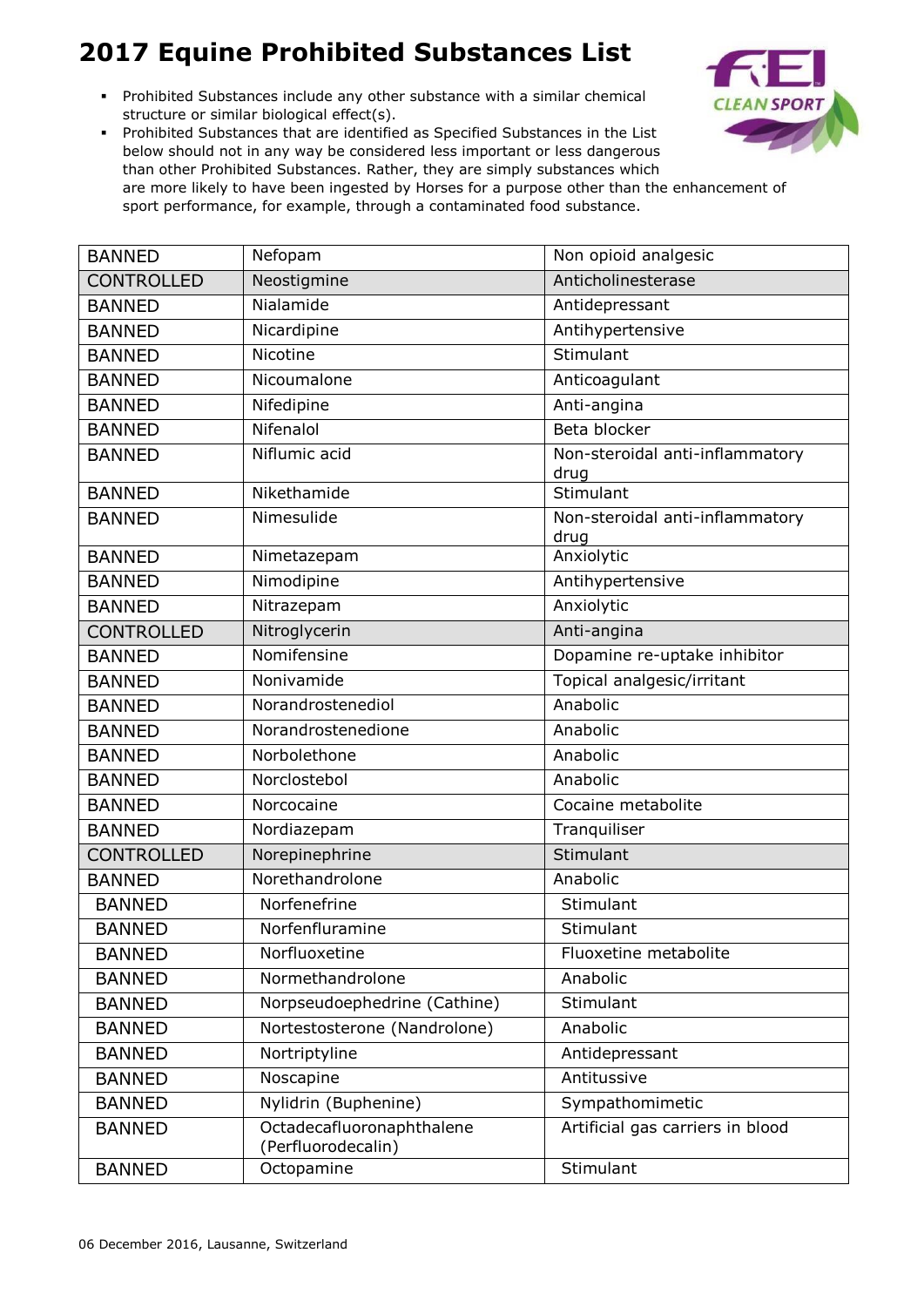# 2017 Equine Prohibited Substances List

- Prohibited Substances include any other substance with a similar chemical structure or similar biological effect(s).
- Prohibited Substances that are identified as Specified Substances in the List below should not in any way be considered less important or less dangerous than other Prohibited Substances. Rather, they are simply substances which are more likely to have been ingested by Horses for a purpose other than the enhancement of sport performance, for example, through a contaminated food substance.

| | | |
|---|---|---|
| BANNED | Nefopam | Non opioid analgesic |
| CONTROLLED | Neostigmine | Anticholinesterase |
| BANNED | Nialamide | Antidepressant |
| BANNED | Nicardipine | Antihypertensive |
| BANNED | Nicotine | Stimulant |
| BANNED | Nicoumalone | Anticoagulant |
| BANNED | Nifedipine | Anti-angina |
| BANNED | Nifenalol | Beta blocker |
| BANNED | Niflumic acid | Non-steroidal anti-inflammatory drug |
| BANNED | Nikethamide | Stimulant |
| BANNED | Nimesulide | Non-steroidal anti-inflammatory drug |
| BANNED | Nimetazepam | Anxiolytic |
| BANNED | Nimodipine | Antihypertensive |
| BANNED | Nitrazepam | Anxiolytic |
| CONTROLLED | Nitroglycerin | Anti-angina |
| BANNED | Nomifensine | Dopamine re-uptake inhibitor |
| BANNED | Nonivamide | Topical analgesic/irritant |
| BANNED | Norandrostenediol | Anabolic |
| BANNED | Norandrostenedione | Anabolic |
| BANNED | Norbolethone | Anabolic |
| BANNED | Norclostebol | Anabolic |
| BANNED | Norcocaine | Cocaine metabolite |
| BANNED | Nordiazepam | Tranquiliser |
| CONTROLLED | Norepinephrine | Stimulant |
| BANNED | Norethandrolone | Anabolic |
| BANNED | Norfenefrine | Stimulant |
| BANNED | Norfenfluramine | Stimulant |
| BANNED | Norfluoxetine | Fluoxetine metabolite |
| BANNED | Normethandrolone | Anabolic |
| BANNED | Norpseudoephedrine (Cathine) | Stimulant |
| BANNED | Nortestosterone (Nandrolone) | Anabolic |
| BANNED | Nortriptyline | Antidepressant |
| BANNED | Noscapine | Antitussive |
| BANNED | Nylidrin (Buphenine) | Sympathomimetic |
| BANNED | Octadecafluoronaphthalene (Perfluorodecalin) | Artificial gas carriers in blood |
| BANNED | Octopamine | Stimulant |

06 December 2016, Lausanne, Switzerland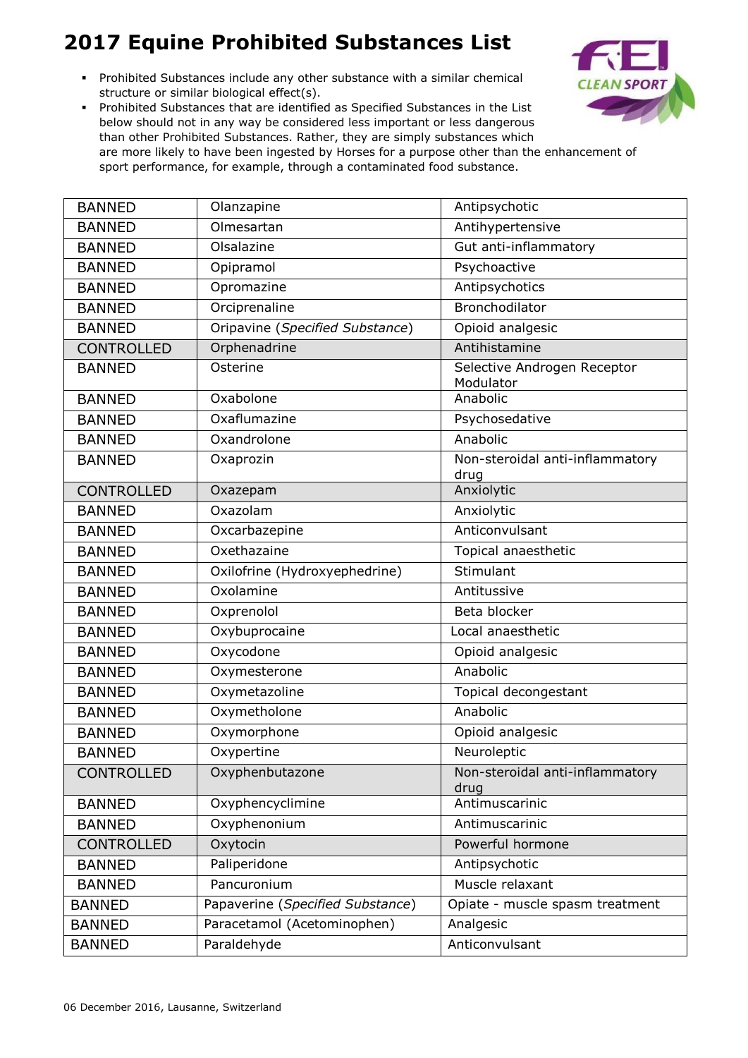# 2017 Equine Prohibited Substances List

- Prohibited Substances include any other substance with a similar chemical structure or similar biological effect(s).
- Prohibited Substances that are identified as Specified Substances in the List below should not in any way be considered less important or less dangerous than other Prohibited Substances. Rather, they are simply substances which are more likely to have been ingested by Horses for a purpose other than the enhancement of sport performance, for example, through a contaminated food substance.

| | | |
|---|---|---|
| BANNED | Olanzapine | Antipsychotic |
| BANNED | Olmesartan | Antihypertensive |
| BANNED | Olsalazine | Gut anti-inflammatory |
| BANNED | Opipramol | Psychoactive |
| BANNED | Opromazine | Antipsychotics |
| BANNED | Orciprenaline | Bronchodilator |
| BANNED | Oripavine (*Specified Substance*) | Opioid analgesic |
| CONTROLLED | Orphenadrine | Antihistamine |
| BANNED | Osterine | Selective Androgen Receptor Modulator |
| BANNED | Oxabolone | Anabolic |
| BANNED | Oxaflumazine | Psychosedative |
| BANNED | Oxandrolone | Anabolic |
| BANNED | Oxaprozin | Non-steroidal anti-inflammatory drug |
| CONTROLLED | Oxazepam | Anxiolytic |
| BANNED | Oxazolam | Anxiolytic |
| BANNED | Oxcarbazepine | Anticonvulsant |
| BANNED | Oxethazaine | Topical anaesthetic |
| BANNED | Oxilofrine (Hydroxyephedrine) | Stimulant |
| BANNED | Oxolamine | Antitussive |
| BANNED | Oxprenolol | Beta blocker |
| BANNED | Oxybuprocaine | Local anaesthetic |
| BANNED | Oxycodone | Opioid analgesic |
| BANNED | Oxymesterone | Anabolic |
| BANNED | Oxymetazoline | Topical decongestant |
| BANNED | Oxymetholone | Anabolic |
| BANNED | Oxymorphone | Opioid analgesic |
| BANNED | Oxypertine | Neuroleptic |
| CONTROLLED | Oxyphenbutazone | Non-steroidal anti-inflammatory drug |
| BANNED | Oxyphencyclimine | Antimuscarinic |
| BANNED | Oxyphenonium | Antimuscarinic |
| CONTROLLED | Oxytocin | Powerful hormone |
| BANNED | Paliperidone | Antipsychotic |
| BANNED | Pancuronium | Muscle relaxant |
| BANNED | Papaverine (*Specified Substance*) | Opiate - muscle spasm treatment |
| BANNED | Paracetamol (Acetominophen) | Analgesic |
| BANNED | Paraldehyde | Anticonvulsant |

06 December 2016, Lausanne, Switzerland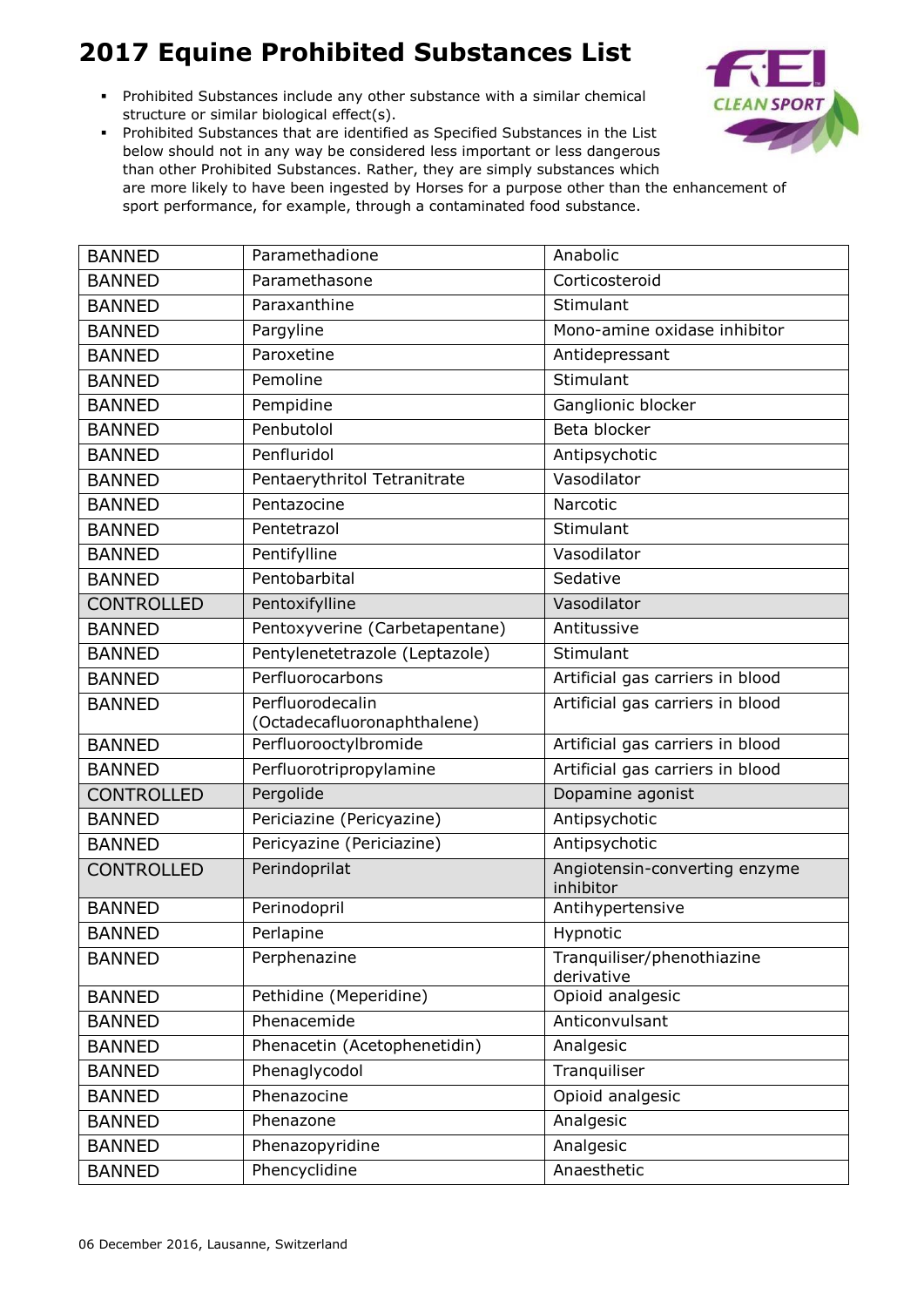# 2017 Equine Prohibited Substances List

- Prohibited Substances include any other substance with a similar chemical structure or similar biological effect(s).
- Prohibited Substances that are identified as Specified Substances in the List below should not in any way be considered less important or less dangerous than other Prohibited Substances. Rather, they are simply substances which are more likely to have been ingested by Horses for a purpose other than the enhancement of sport performance, for example, through a contaminated food substance.

| | | |
|---|---|---|
| BANNED | Paramethadione | Anabolic |
| BANNED | Paramethasone | Corticosteroid |
| BANNED | Paraxanthine | Stimulant |
| BANNED | Pargyline | Mono-amine oxidase inhibitor |
| BANNED | Paroxetine | Antidepressant |
| BANNED | Pemoline | Stimulant |
| BANNED | Pempidine | Ganglionic blocker |
| BANNED | Penbutolol | Beta blocker |
| BANNED | Penfluridol | Antipsychotic |
| BANNED | Pentaerythritol Tetranitrate | Vasodilator |
| BANNED | Pentazocine | Narcotic |
| BANNED | Pentetrazol | Stimulant |
| BANNED | Pentifylline | Vasodilator |
| BANNED | Pentobarbital | Sedative |
| CONTROLLED | Pentoxifylline | Vasodilator |
| BANNED | Pentoxyverine (Carbetapentane) | Antitussive |
| BANNED | Pentylenetetrazole (Leptazole) | Stimulant |
| BANNED | Perfluorocarbons | Artificial gas carriers in blood |
| BANNED | Perfluorodecalin (Octadecafluoronaphthalene) | Artificial gas carriers in blood |
| BANNED | Perfluorooctylbromide | Artificial gas carriers in blood |
| BANNED | Perfluorotripropylamine | Artificial gas carriers in blood |
| CONTROLLED | Pergolide | Dopamine agonist |
| BANNED | Periciazine (Pericyazine) | Antipsychotic |
| BANNED | Pericyazine (Periciazine) | Antipsychotic |
| CONTROLLED | Perindoprilat | Angiotensin-converting enzyme inhibitor |
| BANNED | Perinodopril | Antihypertensive |
| BANNED | Perlapine | Hypnotic |
| BANNED | Perphenazine | Tranquiliser/phenothiazine derivative |
| BANNED | Pethidine (Meperidine) | Opioid analgesic |
| BANNED | Phenacemide | Anticonvulsant |
| BANNED | Phenacetin (Acetophenetidin) | Analgesic |
| BANNED | Phenaglycodol | Tranquiliser |
| BANNED | Phenazocine | Opioid analgesic |
| BANNED | Phenazone | Analgesic |
| BANNED | Phenazopyridine | Analgesic |
| BANNED | Phencyclidine | Anaesthetic |

06 December 2016, Lausanne, Switzerland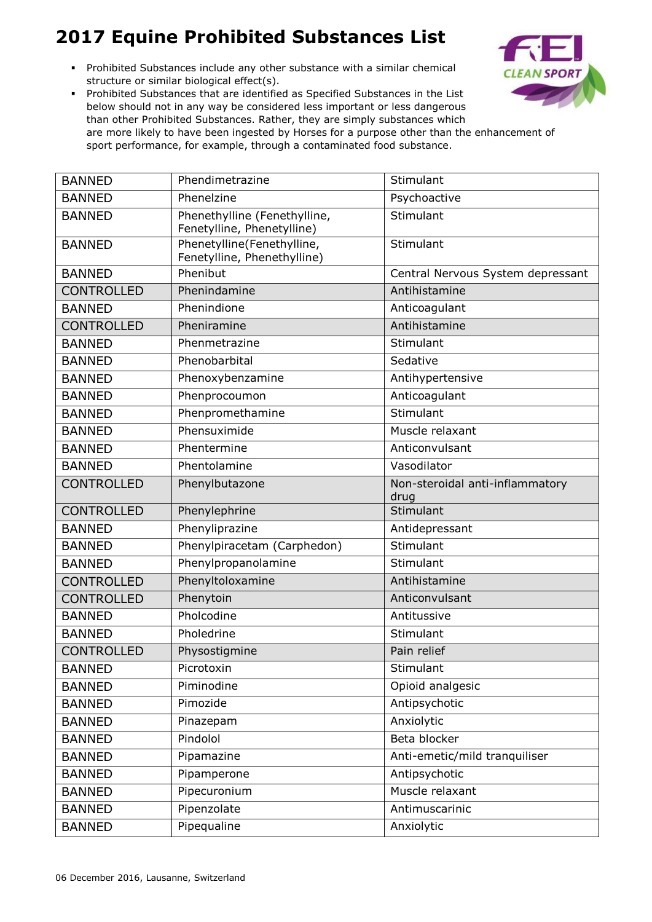# 2017 Equine Prohibited Substances List

- Prohibited Substances include any other substance with a similar chemical structure or similar biological effect(s).
- Prohibited Substances that are identified as Specified Substances in the List below should not in any way be considered less important or less dangerous than other Prohibited Substances. Rather, they are simply substances which are more likely to have been ingested by Horses for a purpose other than the enhancement of sport performance, for example, through a contaminated food substance.

| | | |
|---|---|---|
| BANNED | Phendimetrazine | Stimulant |
| BANNED | Phenelzine | Psychoactive |
| BANNED | Phenethylline (Fenethylline, Fenetylline, Phenetylline) | Stimulant |
| BANNED | Phenetylline(Fenethylline, Fenetylline, Phenethylline) | Stimulant |
| BANNED | Phenibut | Central Nervous System depressant |
| CONTROLLED | Phenindamine | Antihistamine |
| BANNED | Phenindione | Anticoagulant |
| CONTROLLED | Pheniramine | Antihistamine |
| BANNED | Phenmetrazine | Stimulant |
| BANNED | Phenobarbital | Sedative |
| BANNED | Phenoxybenzamine | Antihypertensive |
| BANNED | Phenprocoumon | Anticoagulant |
| BANNED | Phenpromethamine | Stimulant |
| BANNED | Phensuximide | Muscle relaxant |
| BANNED | Phentermine | Anticonvulsant |
| BANNED | Phentolamine | Vasodilator |
| CONTROLLED | Phenylbutazone | Non-steroidal anti-inflammatory drug |
| CONTROLLED | Phenylephrine | Stimulant |
| BANNED | Phenyliprazine | Antidepressant |
| BANNED | Phenylpiracetam (Carphedon) | Stimulant |
| BANNED | Phenylpropanolamine | Stimulant |
| CONTROLLED | Phenyltoloxamine | Antihistamine |
| CONTROLLED | Phenytoin | Anticonvulsant |
| BANNED | Pholcodine | Antitussive |
| BANNED | Pholedrine | Stimulant |
| CONTROLLED | Physostigmine | Pain relief |
| BANNED | Picrotoxin | Stimulant |
| BANNED | Piminodine | Opioid analgesic |
| BANNED | Pimozide | Antipsychotic |
| BANNED | Pinazepam | Anxiolytic |
| BANNED | Pindolol | Beta blocker |
| BANNED | Pipamazine | Anti-emetic/mild tranquiliser |
| BANNED | Pipamperone | Antipsychotic |
| BANNED | Pipecuronium | Muscle relaxant |
| BANNED | Pipenzolate | Antimuscarinic |
| BANNED | Pipequaline | Anxiolytic |

06 December 2016, Lausanne, Switzerland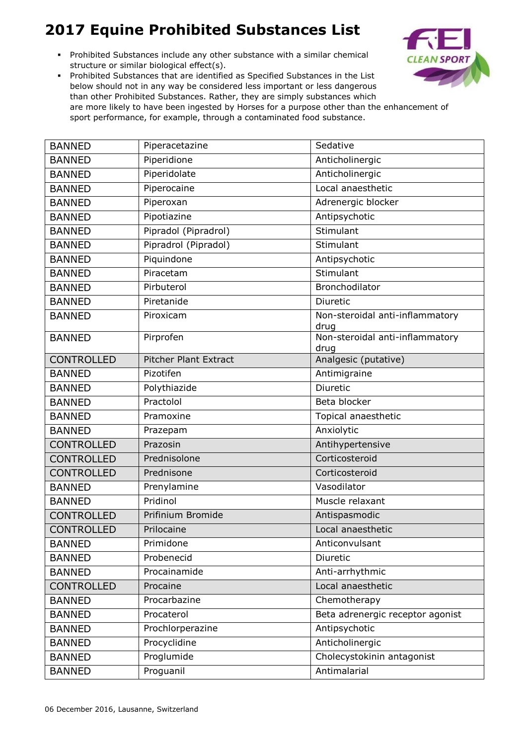# 2017 Equine Prohibited Substances List

- Prohibited Substances include any other substance with a similar chemical structure or similar biological effect(s).
- Prohibited Substances that are identified as Specified Substances in the List below should not in any way be considered less important or less dangerous than other Prohibited Substances. Rather, they are simply substances which are more likely to have been ingested by Horses for a purpose other than the enhancement of sport performance, for example, through a contaminated food substance.

| | | |
|---|---|---|
| BANNED | Piperacetazine | Sedative |
| BANNED | Piperidione | Anticholinergic |
| BANNED | Piperidolate | Anticholinergic |
| BANNED | Piperocaine | Local anaesthetic |
| BANNED | Piperoxan | Adrenergic blocker |
| BANNED | Pipotiazine | Antipsychotic |
| BANNED | Pipradol (Pipradrol) | Stimulant |
| BANNED | Pipradrol (Pipradol) | Stimulant |
| BANNED | Piquindone | Antipsychotic |
| BANNED | Piracetam | Stimulant |
| BANNED | Pirbuterol | Bronchodilator |
| BANNED | Piretanide | Diuretic |
| BANNED | Piroxicam | Non-steroidal anti-inflammatory drug |
| BANNED | Pirprofen | Non-steroidal anti-inflammatory drug |
| CONTROLLED | Pitcher Plant Extract | Analgesic (putative) |
| BANNED | Pizotifen | Antimigraine |
| BANNED | Polythiazide | Diuretic |
| BANNED | Practolol | Beta blocker |
| BANNED | Pramoxine | Topical anaesthetic |
| BANNED | Prazepam | Anxiolytic |
| CONTROLLED | Prazosin | Antihypertensive |
| CONTROLLED | Prednisolone | Corticosteroid |
| CONTROLLED | Prednisone | Corticosteroid |
| BANNED | Prenylamine | Vasodilator |
| BANNED | Pridinol | Muscle relaxant |
| CONTROLLED | Prifinium Bromide | Antispasmodic |
| CONTROLLED | Prilocaine | Local anaesthetic |
| BANNED | Primidone | Anticonvulsant |
| BANNED | Probenecid | Diuretic |
| BANNED | Procainamide | Anti-arrhythmic |
| CONTROLLED | Procaine | Local anaesthetic |
| BANNED | Procarbazine | Chemotherapy |
| BANNED | Procaterol | Beta adrenergic receptor agonist |
| BANNED | Prochlorperazine | Antipsychotic |
| BANNED | Procyclidine | Anticholinergic |
| BANNED | Proglumide | Cholecystokinin antagonist |
| BANNED | Proguanil | Antimalarial |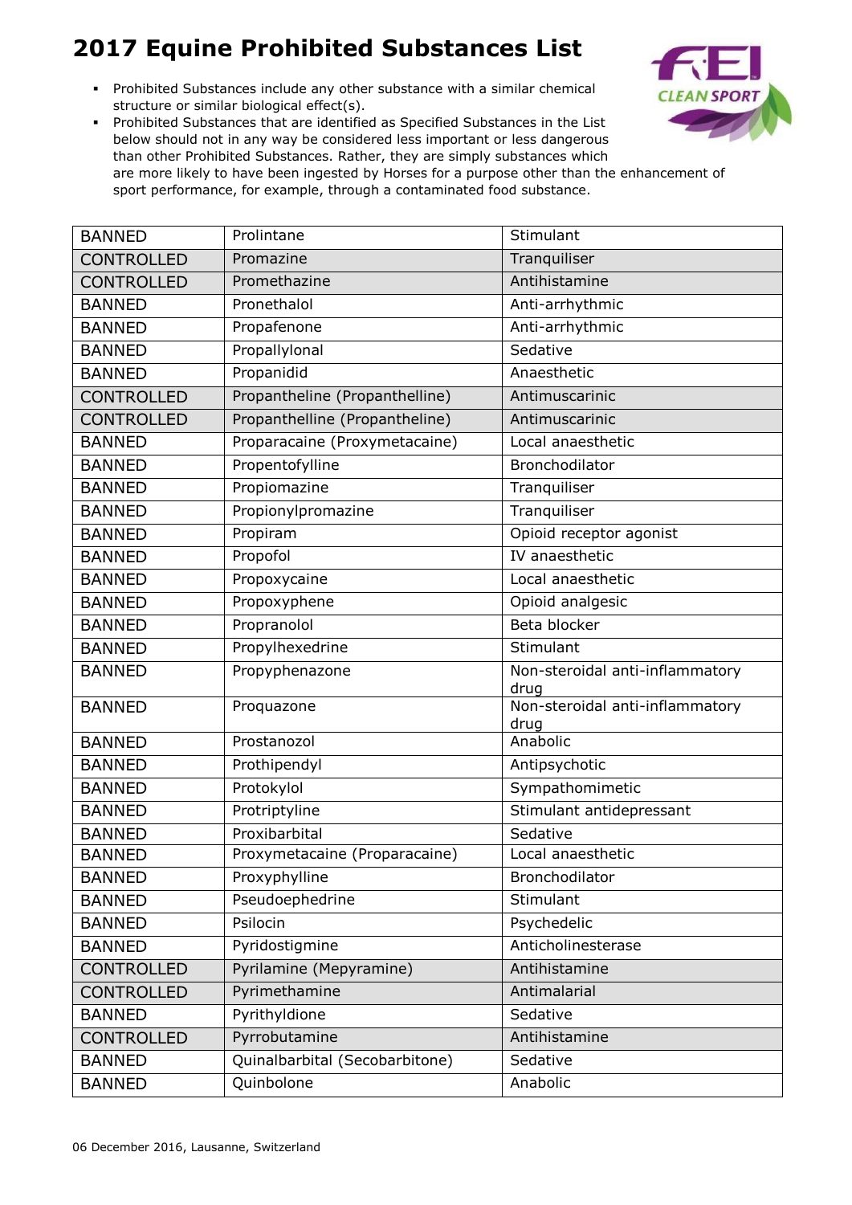# 2017 Equine Prohibited Substances List

- Prohibited Substances include any other substance with a similar chemical structure or similar biological effect(s).
- Prohibited Substances that are identified as Specified Substances in the List below should not in any way be considered less important or less dangerous than other Prohibited Substances. Rather, they are simply substances which are more likely to have been ingested by Horses for a purpose other than the enhancement of sport performance, for example, through a contaminated food substance.

| | | |
|---|---|---|
| BANNED | Prolintane | Stimulant |
| CONTROLLED | Promazine | Tranquiliser |
| CONTROLLED | Promethazine | Antihistamine |
| BANNED | Pronethalol | Anti-arrhythmic |
| BANNED | Propafenone | Anti-arrhythmic |
| BANNED | Propallylonal | Sedative |
| BANNED | Propanidid | Anaesthetic |
| CONTROLLED | Propantheline (Propanthelline) | Antimuscarinic |
| CONTROLLED | Propanthelline (Propantheline) | Antimuscarinic |
| BANNED | Proparacaine (Proxymetacaine) | Local anaesthetic |
| BANNED | Propentofylline | Bronchodilator |
| BANNED | Propiomazine | Tranquiliser |
| BANNED | Propionylpromazine | Tranquiliser |
| BANNED | Propiram | Opioid receptor agonist |
| BANNED | Propofol | IV anaesthetic |
| BANNED | Propoxycaine | Local anaesthetic |
| BANNED | Propoxyphene | Opioid analgesic |
| BANNED | Propranolol | Beta blocker |
| BANNED | Propylhexedrine | Stimulant |
| BANNED | Propyphenazone | Non-steroidal anti-inflammatory drug |
| BANNED | Proquazone | Non-steroidal anti-inflammatory drug |
| BANNED | Prostanozol | Anabolic |
| BANNED | Prothipendyl | Antipsychotic |
| BANNED | Protokylol | Sympathomimetic |
| BANNED | Protriptyline | Stimulant antidepressant |
| BANNED | Proxibarbital | Sedative |
| BANNED | Proxymetacaine (Proparacaine) | Local anaesthetic |
| BANNED | Proxyphylline | Bronchodilator |
| BANNED | Pseudoephedrine | Stimulant |
| BANNED | Psilocin | Psychedelic |
| BANNED | Pyridostigmine | Anticholinesterase |
| CONTROLLED | Pyrilamine (Mepyramine) | Antihistamine |
| CONTROLLED | Pyrimethamine | Antimalarial |
| BANNED | Pyrithyldione | Sedative |
| CONTROLLED | Pyrrobutamine | Antihistamine |
| BANNED | Quinalbarbital (Secobarbitone) | Sedative |
| BANNED | Quinbolone | Anabolic |

06 December 2016, Lausanne, Switzerland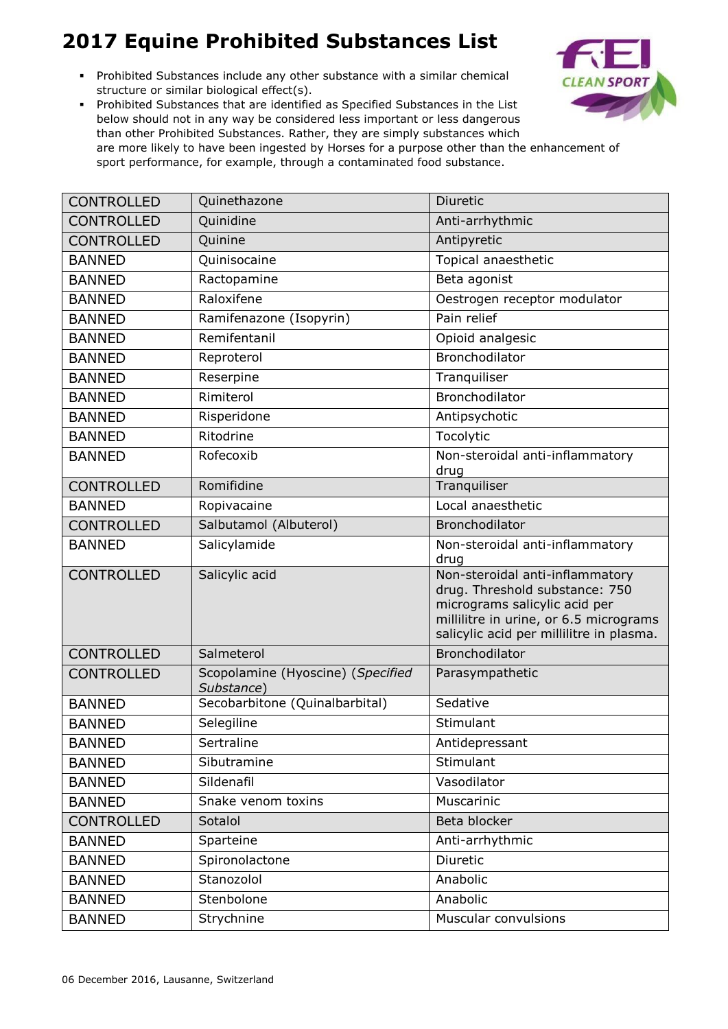# 2017 Equine Prohibited Substances List

- Prohibited Substances include any other substance with a similar chemical structure or similar biological effect(s).
- Prohibited Substances that are identified as Specified Substances in the List below should not in any way be considered less important or less dangerous than other Prohibited Substances. Rather, they are simply substances which are more likely to have been ingested by Horses for a purpose other than the enhancement of sport performance, for example, through a contaminated food substance.

| | | |
|---|---|---|
| CONTROLLED | Quinethazone | Diuretic |
| CONTROLLED | Quinidine | Anti-arrhythmic |
| CONTROLLED | Quinine | Antipyretic |
| BANNED | Quinisocaine | Topical anaesthetic |
| BANNED | Ractopamine | Beta agonist |
| BANNED | Raloxifene | Oestrogen receptor modulator |
| BANNED | Ramifenazone (Isopyrin) | Pain relief |
| BANNED | Remifentanil | Opioid analgesic |
| BANNED | Reproterol | Bronchodilator |
| BANNED | Reserpine | Tranquiliser |
| BANNED | Rimiterol | Bronchodilator |
| BANNED | Risperidone | Antipsychotic |
| BANNED | Ritodrine | Tocolytic |
| BANNED | Rofecoxib | Non-steroidal anti-inflammatory drug |
| CONTROLLED | Romifidine | Tranquiliser |
| BANNED | Ropivacaine | Local anaesthetic |
| CONTROLLED | Salbutamol (Albuterol) | Bronchodilator |
| BANNED | Salicylamide | Non-steroidal anti-inflammatory drug |
| CONTROLLED | Salicylic acid | Non-steroidal anti-inflammatory drug. Threshold substance: 750 micrograms salicylic acid per millilitre in urine, or 6.5 micrograms salicylic acid per millilitre in plasma. |
| CONTROLLED | Salmeterol | Bronchodilator |
| CONTROLLED | Scopolamine (Hyoscine) (*Specified Substance*) | Parasympathetic |
| BANNED | Secobarbitone (Quinalbarbital) | Sedative |
| BANNED | Selegiline | Stimulant |
| BANNED | Sertraline | Antidepressant |
| BANNED | Sibutramine | Stimulant |
| BANNED | Sildenafil | Vasodilator |
| BANNED | Snake venom toxins | Muscarinic |
| CONTROLLED | Sotalol | Beta blocker |
| BANNED | Sparteine | Anti-arrhythmic |
| BANNED | Spironolactone | Diuretic |
| BANNED | Stanozolol | Anabolic |
| BANNED | Stenbolone | Anabolic |
| BANNED | Strychnine | Muscular convulsions |

06 December 2016, Lausanne, Switzerland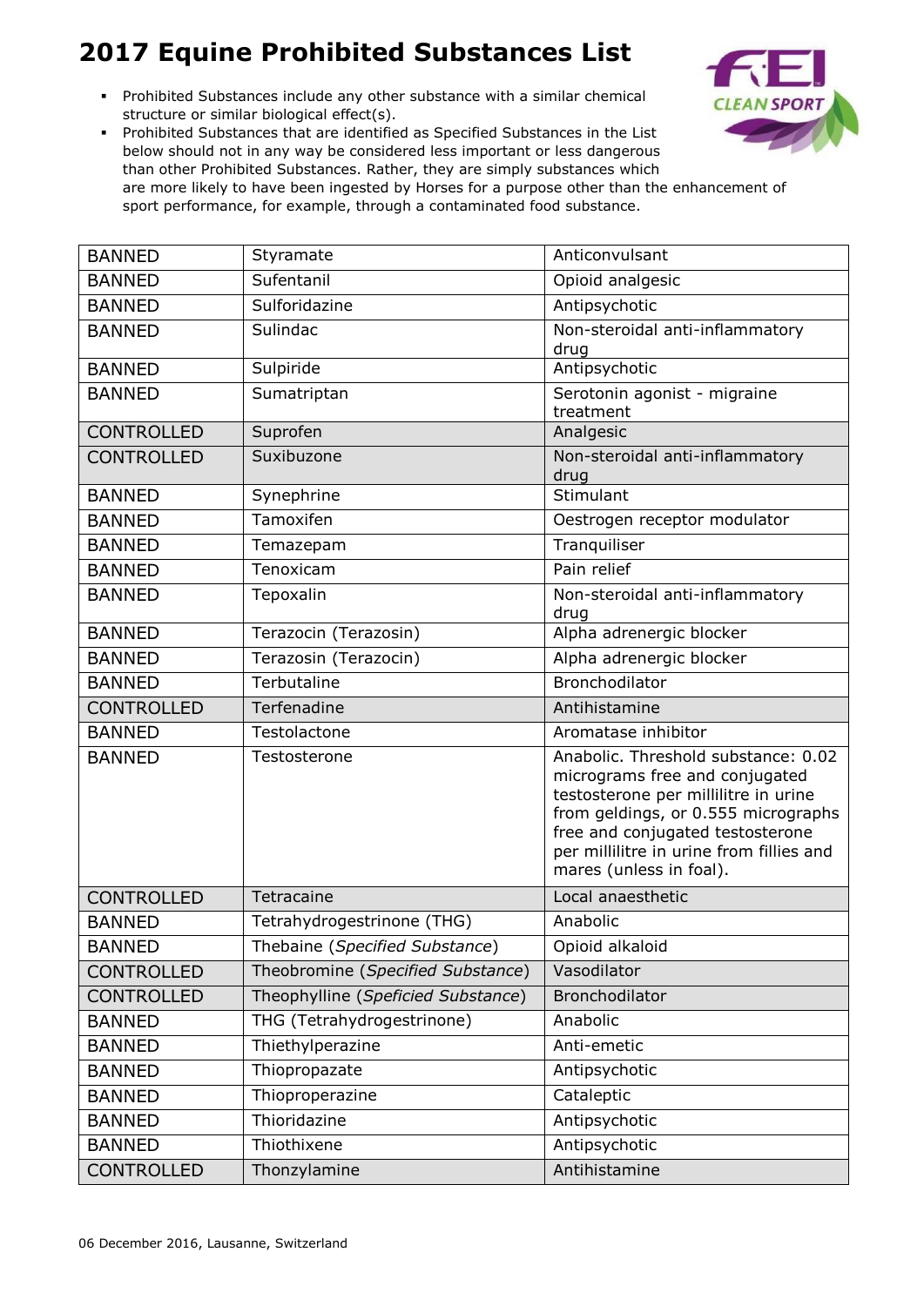# 2017 Equine Prohibited Substances List

- Prohibited Substances include any other substance with a similar chemical structure or similar biological effect(s).
- Prohibited Substances that are identified as Specified Substances in the List below should not in any way be considered less important or less dangerous than other Prohibited Substances. Rather, they are simply substances which are more likely to have been ingested by Horses for a purpose other than the enhancement of sport performance, for example, through a contaminated food substance.

| | | |
|---|---|---|
| BANNED | Styramate | Anticonvulsant |
| BANNED | Sufentanil | Opioid analgesic |
| BANNED | Sulforidazine | Antipsychotic |
| BANNED | Sulindac | Non-steroidal anti-inflammatory drug |
| BANNED | Sulpiride | Antipsychotic |
| BANNED | Sumatriptan | Serotonin agonist - migraine treatment |
| CONTROLLED | Suprofen | Analgesic |
| CONTROLLED | Suxibuzone | Non-steroidal anti-inflammatory drug |
| BANNED | Synephrine | Stimulant |
| BANNED | Tamoxifen | Oestrogen receptor modulator |
| BANNED | Temazepam | Tranquiliser |
| BANNED | Tenoxicam | Pain relief |
| BANNED | Tepoxalin | Non-steroidal anti-inflammatory drug |
| BANNED | Terazocin (Terazosin) | Alpha adrenergic blocker |
| BANNED | Terazosin (Terazocin) | Alpha adrenergic blocker |
| BANNED | Terbutaline | Bronchodilator |
| CONTROLLED | Terfenadine | Antihistamine |
| BANNED | Testolactone | Aromatase inhibitor |
| BANNED | Testosterone | Anabolic. Threshold substance: 0.02 micrograms free and conjugated testosterone per millilitre in urine from geldings, or 0.555 micrographs free and conjugated testosterone per millilitre in urine from fillies and mares (unless in foal). |
| CONTROLLED | Tetracaine | Local anaesthetic |
| BANNED | Tetrahydrogestrinone (THG) | Anabolic |
| BANNED | Thebaine (*Specified Substance*) | Opioid alkaloid |
| CONTROLLED | Theobromine (*Specified Substance*) | Vasodilator |
| CONTROLLED | Theophylline (*Speficied Substance*) | Bronchodilator |
| BANNED | THG (Tetrahydrogestrinone) | Anabolic |
| BANNED | Thiethylperazine | Anti-emetic |
| BANNED | Thiopropazate | Antipsychotic |
| BANNED | Thioproperazine | Cataleptic |
| BANNED | Thioridazine | Antipsychotic |
| BANNED | Thiothixene | Antipsychotic |
| CONTROLLED | Thonzylamine | Antihistamine |

06 December 2016, Lausanne, Switzerland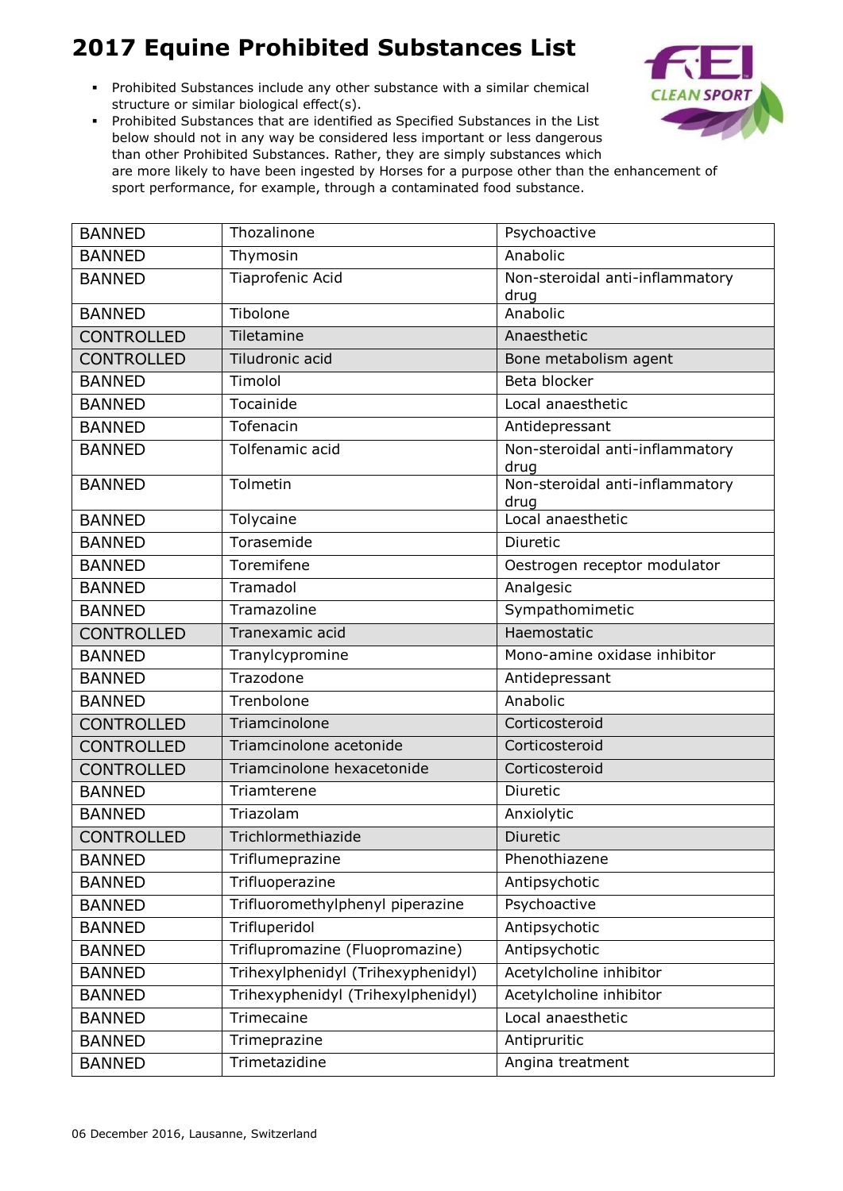# 2017 Equine Prohibited Substances List

- Prohibited Substances include any other substance with a similar chemical structure or similar biological effect(s).
- Prohibited Substances that are identified as Specified Substances in the List below should not in any way be considered less important or less dangerous than other Prohibited Substances. Rather, they are simply substances which are more likely to have been ingested by Horses for a purpose other than the enhancement of sport performance, for example, through a contaminated food substance.

| | | |
|---|---|---|
| BANNED | Thozalinone | Psychoactive |
| BANNED | Thymosin | Anabolic |
| BANNED | Tiaprofenic Acid | Non-steroidal anti-inflammatory drug |
| BANNED | Tibolone | Anabolic |
| CONTROLLED | Tiletamine | Anaesthetic |
| CONTROLLED | Tiludronic acid | Bone metabolism agent |
| BANNED | Timolol | Beta blocker |
| BANNED | Tocainide | Local anaesthetic |
| BANNED | Tofenacin | Antidepressant |
| BANNED | Tolfenamic acid | Non-steroidal anti-inflammatory drug |
| BANNED | Tolmetin | Non-steroidal anti-inflammatory drug |
| BANNED | Tolycaine | Local anaesthetic |
| BANNED | Torasemide | Diuretic |
| BANNED | Toremifene | Oestrogen receptor modulator |
| BANNED | Tramadol | Analgesic |
| BANNED | Tramazoline | Sympathomimetic |
| CONTROLLED | Tranexamic acid | Haemostatic |
| BANNED | Tranylcypromine | Mono-amine oxidase inhibitor |
| BANNED | Trazodone | Antidepressant |
| BANNED | Trenbolone | Anabolic |
| CONTROLLED | Triamcinolone | Corticosteroid |
| CONTROLLED | Triamcinolone acetonide | Corticosteroid |
| CONTROLLED | Triamcinolone hexacetonide | Corticosteroid |
| BANNED | Triamterene | Diuretic |
| BANNED | Triazolam | Anxiolytic |
| CONTROLLED | Trichlormethiazide | Diuretic |
| BANNED | Triflumeprazine | Phenothiazene |
| BANNED | Trifluoperazine | Antipsychotic |
| BANNED | Trifluoromethylphenyl piperazine | Psychoactive |
| BANNED | Trifluperidol | Antipsychotic |
| BANNED | Triflupromazine (Fluopromazine) | Antipsychotic |
| BANNED | Trihexylphenidyl (Trihexyphenidyl) | Acetylcholine inhibitor |
| BANNED | Trihexyphenidyl (Trihexylphenidyl) | Acetylcholine inhibitor |
| BANNED | Trimecaine | Local anaesthetic |
| BANNED | Trimeprazine | Antipruritic |
| BANNED | Trimetazidine | Angina treatment |

06 December 2016, Lausanne, Switzerland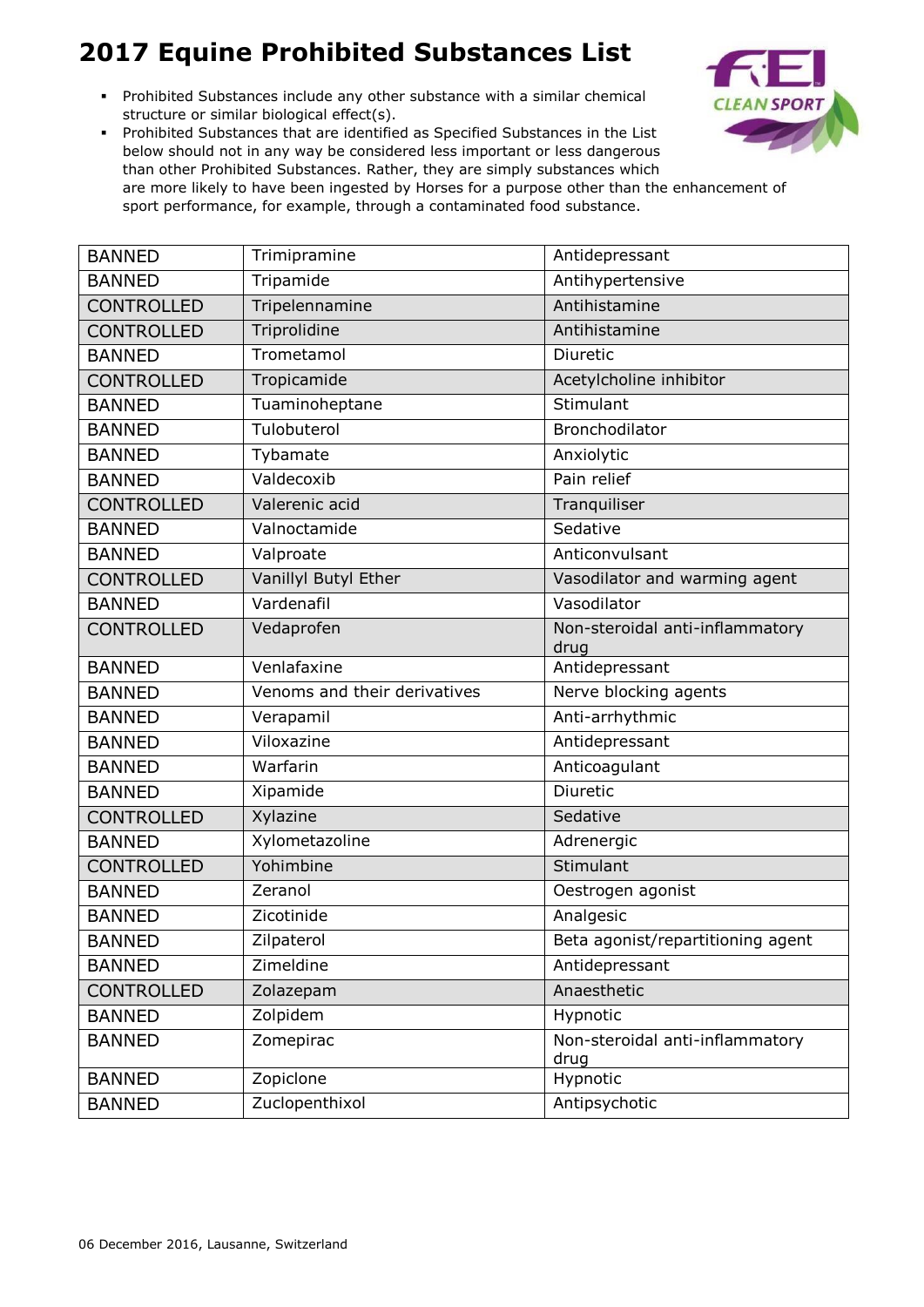# 2017 Equine Prohibited Substances List

- Prohibited Substances include any other substance with a similar chemical structure or similar biological effect(s).
- Prohibited Substances that are identified as Specified Substances in the List below should not in any way be considered less important or less dangerous than other Prohibited Substances. Rather, they are simply substances which are more likely to have been ingested by Horses for a purpose other than the enhancement of sport performance, for example, through a contaminated food substance.

| | | |
|---|---|---|
| BANNED | Trimipramine | Antidepressant |
| BANNED | Tripamide | Antihypertensive |
| CONTROLLED | Tripelennamine | Antihistamine |
| CONTROLLED | Triprolidine | Antihistamine |
| BANNED | Trometamol | Diuretic |
| CONTROLLED | Tropicamide | Acetylcholine inhibitor |
| BANNED | Tuaminoheptane | Stimulant |
| BANNED | Tulobuterol | Bronchodilator |
| BANNED | Tybamate | Anxiolytic |
| BANNED | Valdecoxib | Pain relief |
| CONTROLLED | Valerenic acid | Tranquiliser |
| BANNED | Valnoctamide | Sedative |
| BANNED | Valproate | Anticonvulsant |
| CONTROLLED | Vanillyl Butyl Ether | Vasodilator and warming agent |
| BANNED | Vardenafil | Vasodilator |
| CONTROLLED | Vedaprofen | Non-steroidal anti-inflammatory drug |
| BANNED | Venlafaxine | Antidepressant |
| BANNED | Venoms and their derivatives | Nerve blocking agents |
| BANNED | Verapamil | Anti-arrhythmic |
| BANNED | Viloxazine | Antidepressant |
| BANNED | Warfarin | Anticoagulant |
| BANNED | Xipamide | Diuretic |
| CONTROLLED | Xylazine | Sedative |
| BANNED | Xylometazoline | Adrenergic |
| CONTROLLED | Yohimbine | Stimulant |
| BANNED | Zeranol | Oestrogen agonist |
| BANNED | Zicotinide | Analgesic |
| BANNED | Zilpaterol | Beta agonist/repartitioning agent |
| BANNED | Zimeldine | Antidepressant |
| CONTROLLED | Zolazepam | Anaesthetic |
| BANNED | Zolpidem | Hypnotic |
| BANNED | Zomepirac | Non-steroidal anti-inflammatory drug |
| BANNED | Zopiclone | Hypnotic |
| BANNED | Zuclopenthixol | Antipsychotic |

06 December 2016, Lausanne, Switzerland